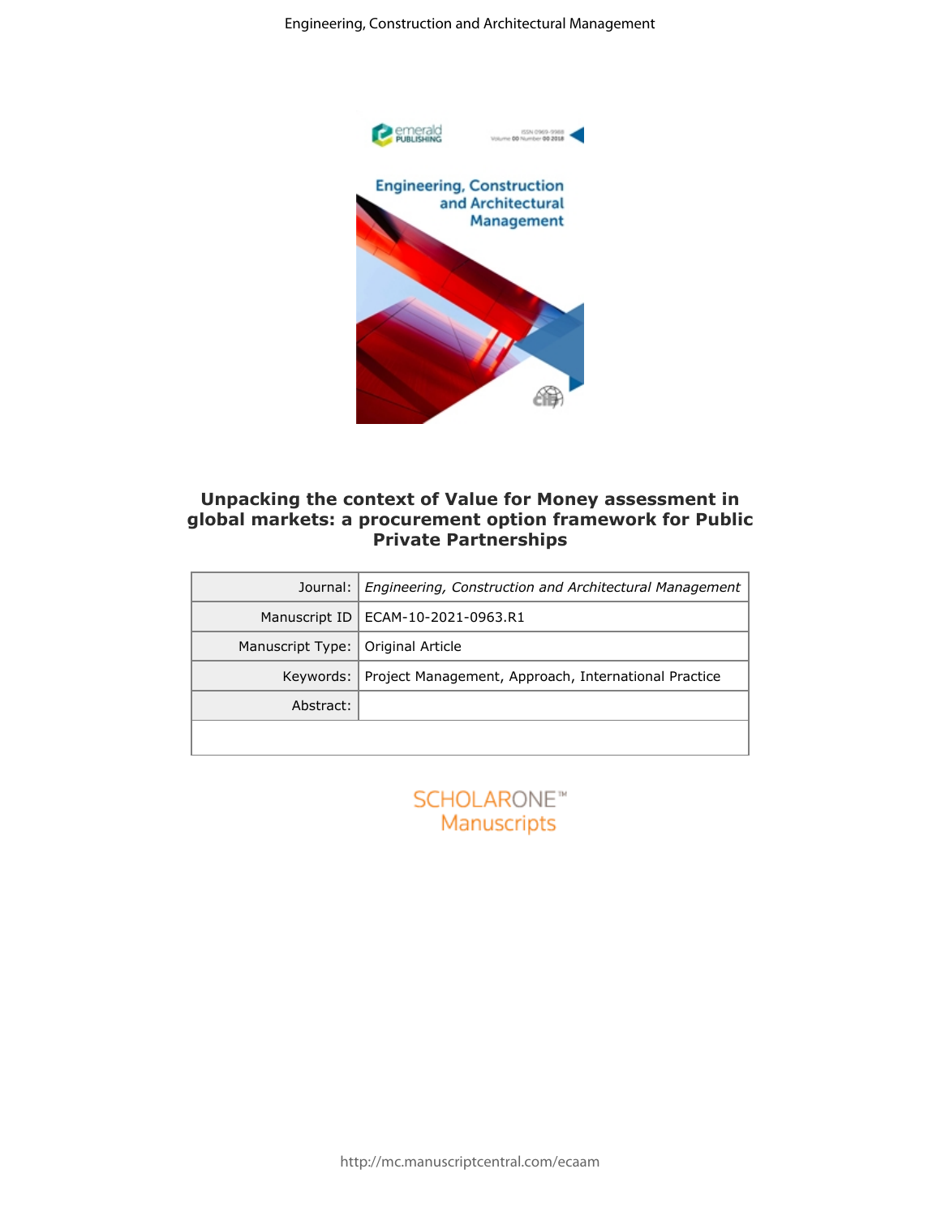# Unpacking the context of Value for Money assessment in global markets: a procurement option framework for Public Private Partnerships

| | |
|---|---|
| Journal: | *Engineering, Construction and Architectural Management* |
| Manuscript ID | ECAM-10-2021-0963.R1 |
| Manuscript Type: | Original Article |
| Keywords: | Project Management, Approach, International Practice |
| Abstract: | |

SCHOLARONE™ Manuscripts

http://mc.manuscriptcentral.com/ecaam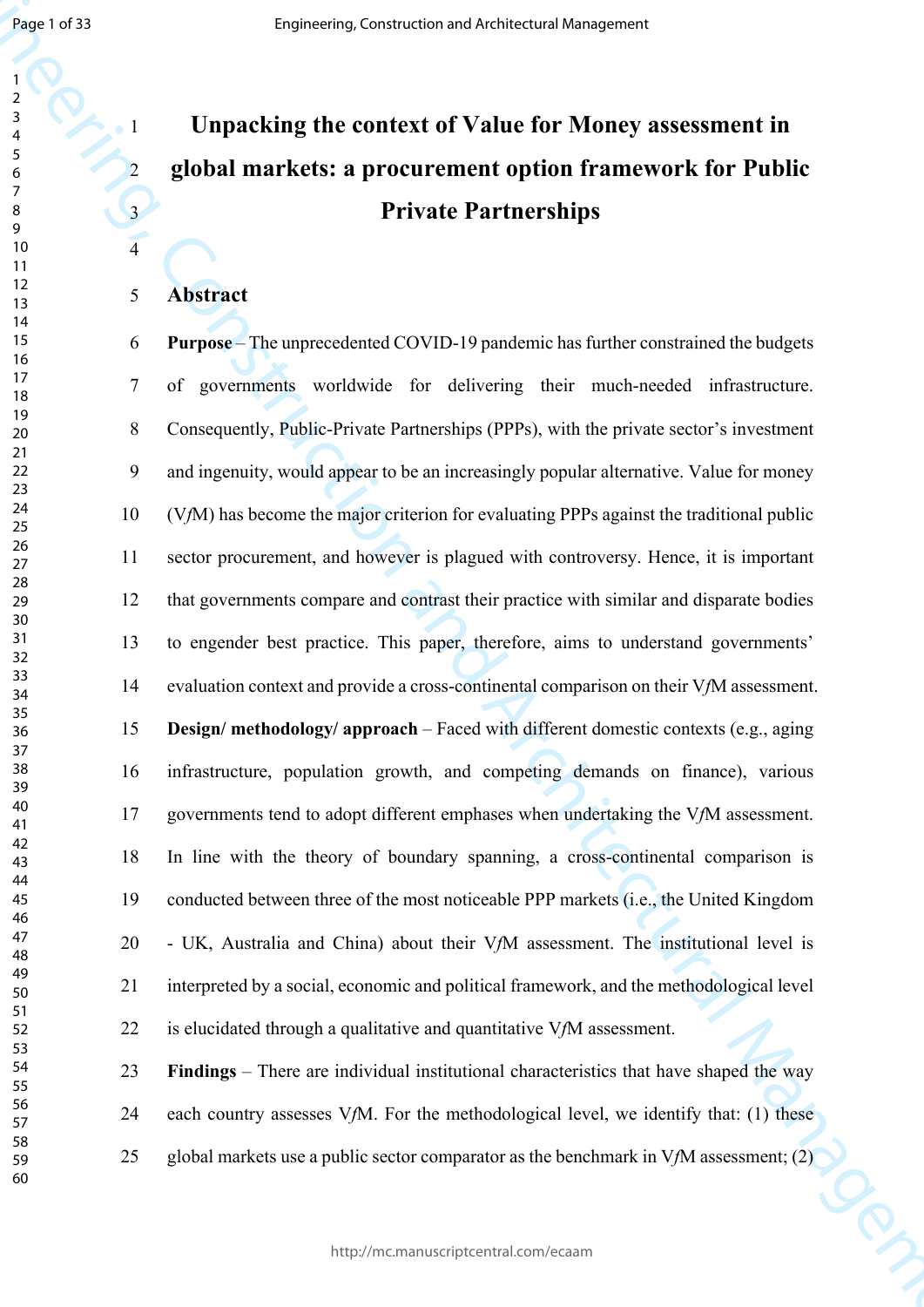# Unpacking the context of Value for Money assessment in global markets: a procurement option framework for Public Private Partnerships

## Abstract

**Purpose** – The unprecedented COVID-19 pandemic has further constrained the budgets of governments worldwide for delivering their much-needed infrastructure. Consequently, Public-Private Partnerships (PPPs), with the private sector's investment and ingenuity, would appear to be an increasingly popular alternative. Value for money (V*f*M) has become the major criterion for evaluating PPPs against the traditional public sector procurement, and however is plagued with controversy. Hence, it is important that governments compare and contrast their practice with similar and disparate bodies to engender best practice. This paper, therefore, aims to understand governments' evaluation context and provide a cross-continental comparison on their V*f*M assessment.

**Design/ methodology/ approach** – Faced with different domestic contexts (e.g., aging infrastructure, population growth, and competing demands on finance), various governments tend to adopt different emphases when undertaking the V*f*M assessment. In line with the theory of boundary spanning, a cross-continental comparison is conducted between three of the most noticeable PPP markets (i.e., the United Kingdom - UK, Australia and China) about their V*f*M assessment. The institutional level is interpreted by a social, economic and political framework, and the methodological level is elucidated through a qualitative and quantitative V*f*M assessment.

**Findings** – There are individual institutional characteristics that have shaped the way each country assesses V*f*M. For the methodological level, we identify that: (1) these global markets use a public sector comparator as the benchmark in V*f*M assessment; (2)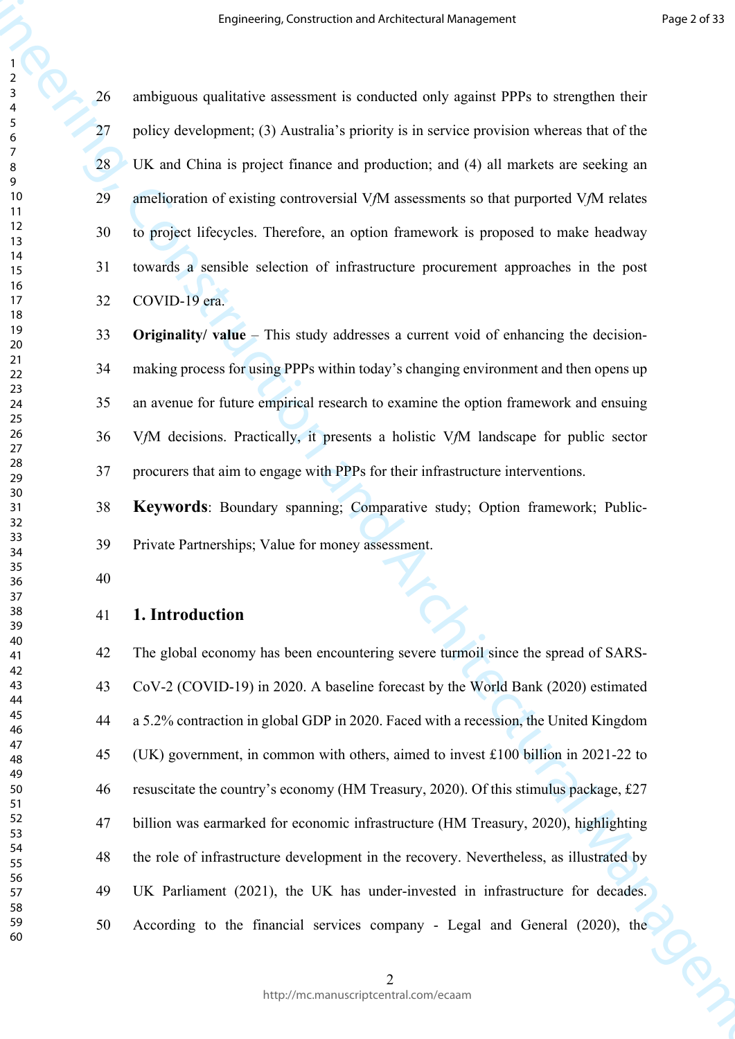ambiguous qualitative assessment is conducted only against PPPs to strengthen their policy development; (3) Australia's priority is in service provision whereas that of the UK and China is project finance and production; and (4) all markets are seeking an amelioration of existing controversial V*f*M assessments so that purported V*f*M relates to project lifecycles. Therefore, an option framework is proposed to make headway towards a sensible selection of infrastructure procurement approaches in the post COVID-19 era.

**Originality/ value** – This study addresses a current void of enhancing the decision-making process for using PPPs within today's changing environment and then opens up an avenue for future empirical research to examine the option framework and ensuing V*f*M decisions. Practically, it presents a holistic V*f*M landscape for public sector procurers that aim to engage with PPPs for their infrastructure interventions.

**Keywords**: Boundary spanning; Comparative study; Option framework; Public-Private Partnerships; Value for money assessment.

## 1. Introduction

The global economy has been encountering severe turmoil since the spread of SARS-CoV-2 (COVID-19) in 2020. A baseline forecast by the World Bank (2020) estimated a 5.2% contraction in global GDP in 2020. Faced with a recession, the United Kingdom (UK) government, in common with others, aimed to invest £100 billion in 2021-22 to resuscitate the country's economy (HM Treasury, 2020). Of this stimulus package, £27 billion was earmarked for economic infrastructure (HM Treasury, 2020), highlighting the role of infrastructure development in the recovery. Nevertheless, as illustrated by UK Parliament (2021), the UK has under-invested in infrastructure for decades. According to the financial services company - Legal and General (2020), the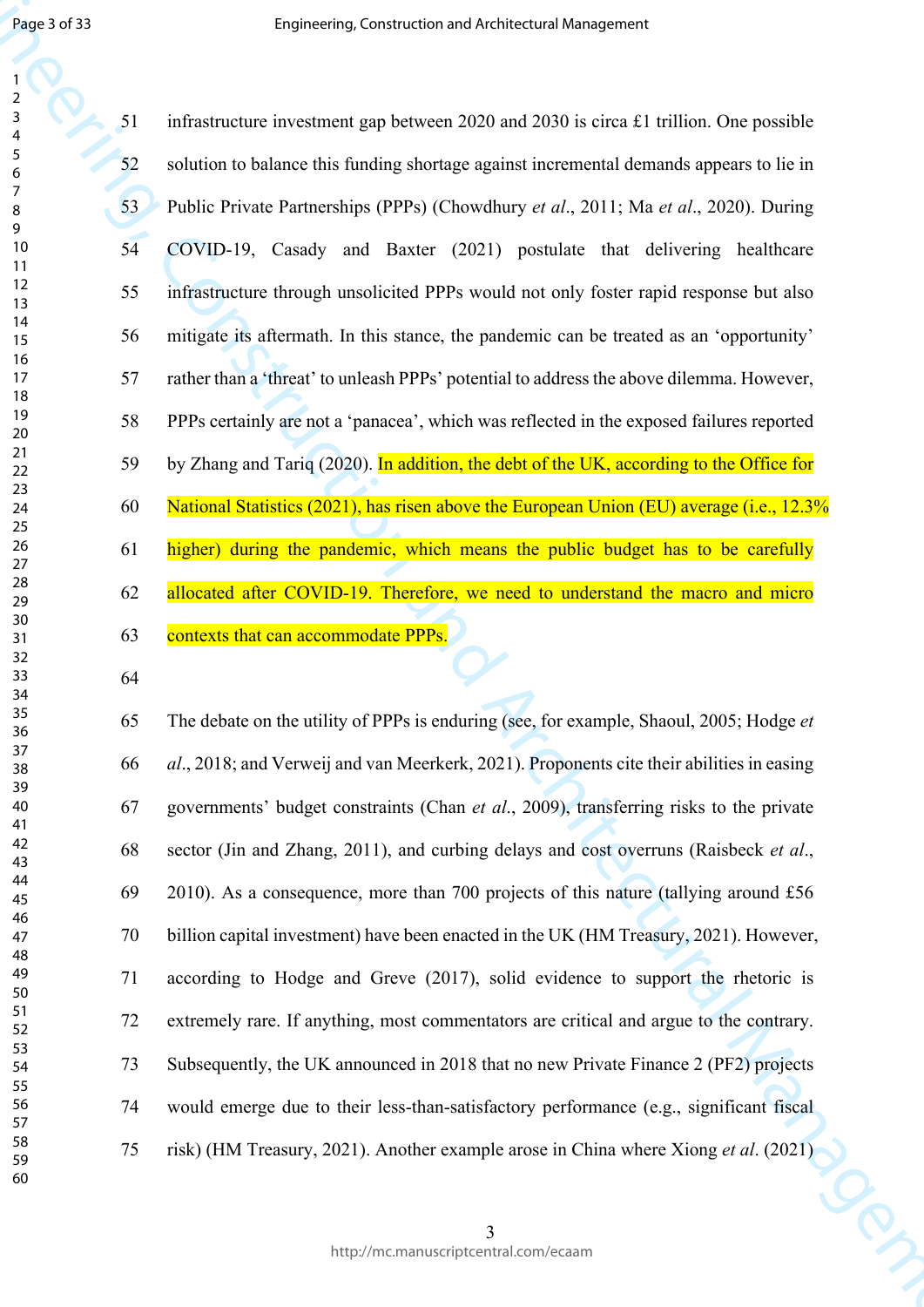infrastructure investment gap between 2020 and 2030 is circa £1 trillion. One possible solution to balance this funding shortage against incremental demands appears to lie in Public Private Partnerships (PPPs) (Chowdhury *et al*., 2011; Ma *et al*., 2020). During COVID-19, Casady and Baxter (2021) postulate that delivering healthcare infrastructure through unsolicited PPPs would not only foster rapid response but also mitigate its aftermath. In this stance, the pandemic can be treated as an 'opportunity' rather than a 'threat' to unleash PPPs' potential to address the above dilemma. However, PPPs certainly are not a 'panacea', which was reflected in the exposed failures reported by Zhang and Tariq (2020). In addition, the debt of the UK, according to the Office for National Statistics (2021), has risen above the European Union (EU) average (i.e., 12.3% higher) during the pandemic, which means the public budget has to be carefully allocated after COVID-19. Therefore, we need to understand the macro and micro contexts that can accommodate PPPs.

The debate on the utility of PPPs is enduring (see, for example, Shaoul, 2005; Hodge *et al*., 2018; and Verweij and van Meerkerk, 2021). Proponents cite their abilities in easing governments' budget constraints (Chan *et al*., 2009), transferring risks to the private sector (Jin and Zhang, 2011), and curbing delays and cost overruns (Raisbeck *et al*., 2010). As a consequence, more than 700 projects of this nature (tallying around £56 billion capital investment) have been enacted in the UK (HM Treasury, 2021). However, according to Hodge and Greve (2017), solid evidence to support the rhetoric is extremely rare. If anything, most commentators are critical and argue to the contrary. Subsequently, the UK announced in 2018 that no new Private Finance 2 (PF2) projects would emerge due to their less-than-satisfactory performance (e.g., significant fiscal risk) (HM Treasury, 2021). Another example arose in China where Xiong *et al*. (2021)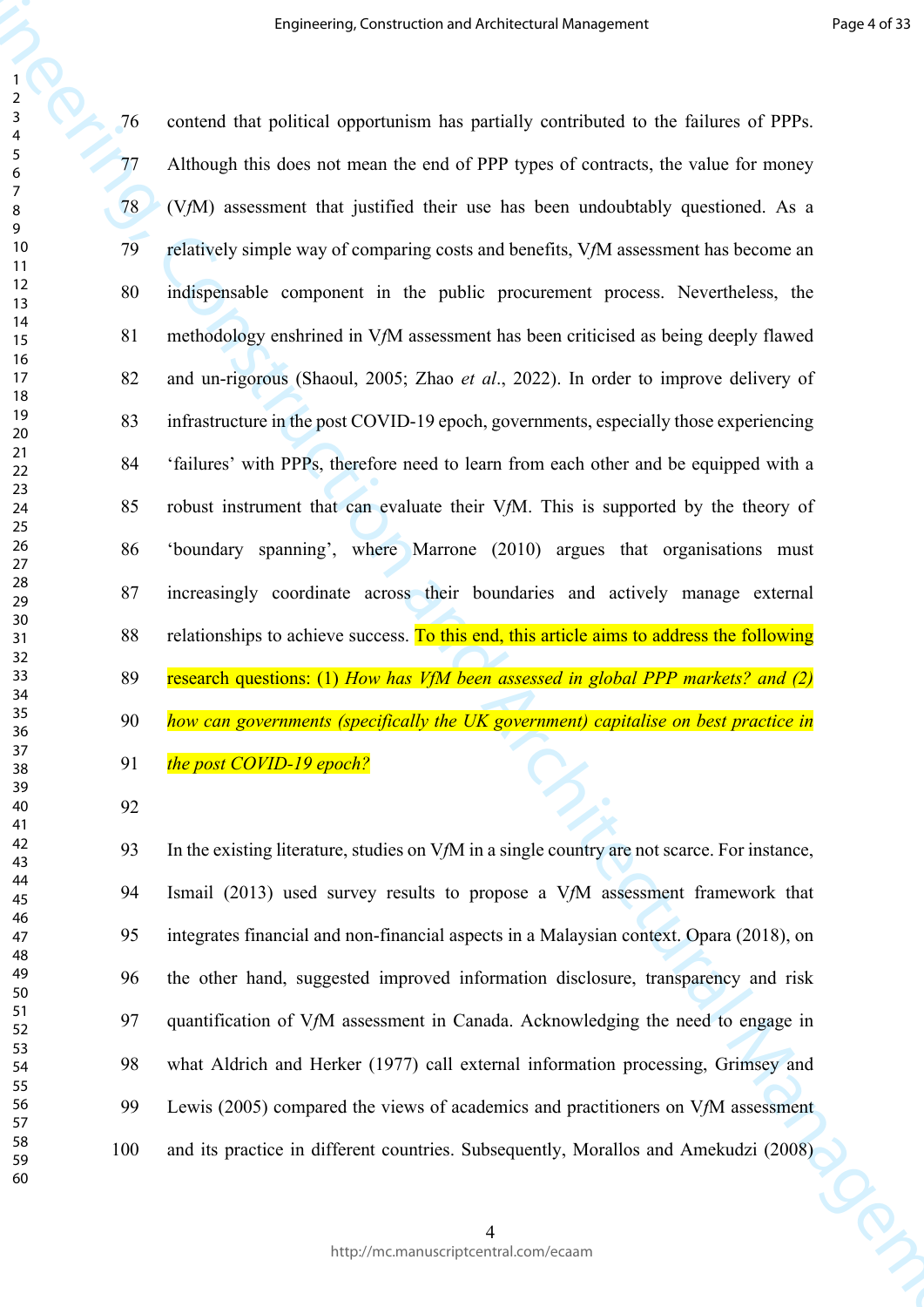contend that political opportunism has partially contributed to the failures of PPPs. Although this does not mean the end of PPP types of contracts, the value for money (V*f*M) assessment that justified their use has been undoubtably questioned. As a relatively simple way of comparing costs and benefits, V*f*M assessment has become an indispensable component in the public procurement process. Nevertheless, the methodology enshrined in V*f*M assessment has been criticised as being deeply flawed and un-rigorous (Shaoul, 2005; Zhao *et al*., 2022). In order to improve delivery of infrastructure in the post COVID-19 epoch, governments, especially those experiencing 'failures' with PPPs, therefore need to learn from each other and be equipped with a robust instrument that can evaluate their V*f*M. This is supported by the theory of 'boundary spanning', where Marrone (2010) argues that organisations must increasingly coordinate across their boundaries and actively manage external relationships to achieve success. To this end, this article aims to address the following research questions: (1) *How has VfM been assessed in global PPP markets? and (2) how can governments (specifically the UK government) capitalise on best practice in the post COVID-19 epoch?*

In the existing literature, studies on V*f*M in a single country are not scarce. For instance, Ismail (2013) used survey results to propose a V*f*M assessment framework that integrates financial and non-financial aspects in a Malaysian context. Opara (2018), on the other hand, suggested improved information disclosure, transparency and risk quantification of V*f*M assessment in Canada. Acknowledging the need to engage in what Aldrich and Herker (1977) call external information processing, Grimsey and Lewis (2005) compared the views of academics and practitioners on V*f*M assessment and its practice in different countries. Subsequently, Morallos and Amekudzi (2008)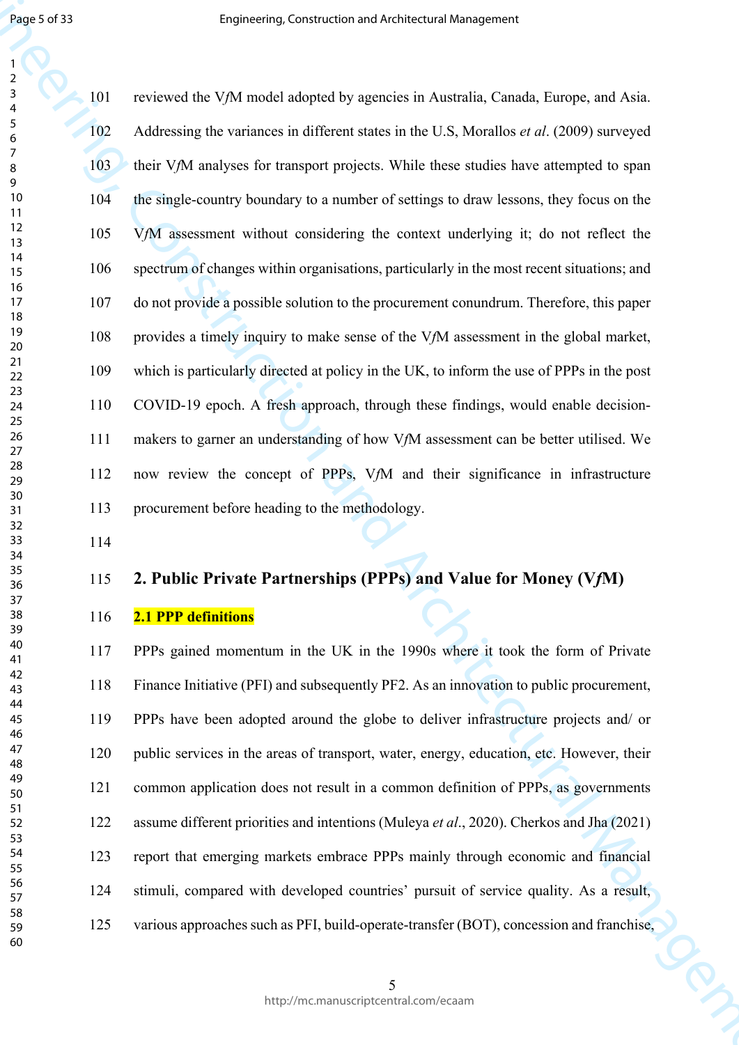reviewed the V*f*M model adopted by agencies in Australia, Canada, Europe, and Asia. Addressing the variances in different states in the U.S, Morallos *et al*. (2009) surveyed their V*f*M analyses for transport projects. While these studies have attempted to span the single-country boundary to a number of settings to draw lessons, they focus on the V*f*M assessment without considering the context underlying it; do not reflect the spectrum of changes within organisations, particularly in the most recent situations; and do not provide a possible solution to the procurement conundrum. Therefore, this paper provides a timely inquiry to make sense of the V*f*M assessment in the global market, which is particularly directed at policy in the UK, to inform the use of PPPs in the post COVID-19 epoch. A fresh approach, through these findings, would enable decision-makers to garner an understanding of how V*f*M assessment can be better utilised. We now review the concept of PPPs, V*f*M and their significance in infrastructure procurement before heading to the methodology.

## 2. Public Private Partnerships (PPPs) and Value for Money (V*f*M)

### 2.1 PPP definitions

PPPs gained momentum in the UK in the 1990s where it took the form of Private Finance Initiative (PFI) and subsequently PF2. As an innovation to public procurement, PPPs have been adopted around the globe to deliver infrastructure projects and/ or public services in the areas of transport, water, energy, education, etc. However, their common application does not result in a common definition of PPPs, as governments assume different priorities and intentions (Muleya *et al*., 2020). Cherkos and Jha (2021) report that emerging markets embrace PPPs mainly through economic and financial stimuli, compared with developed countries' pursuit of service quality. As a result, various approaches such as PFI, build-operate-transfer (BOT), concession and franchise,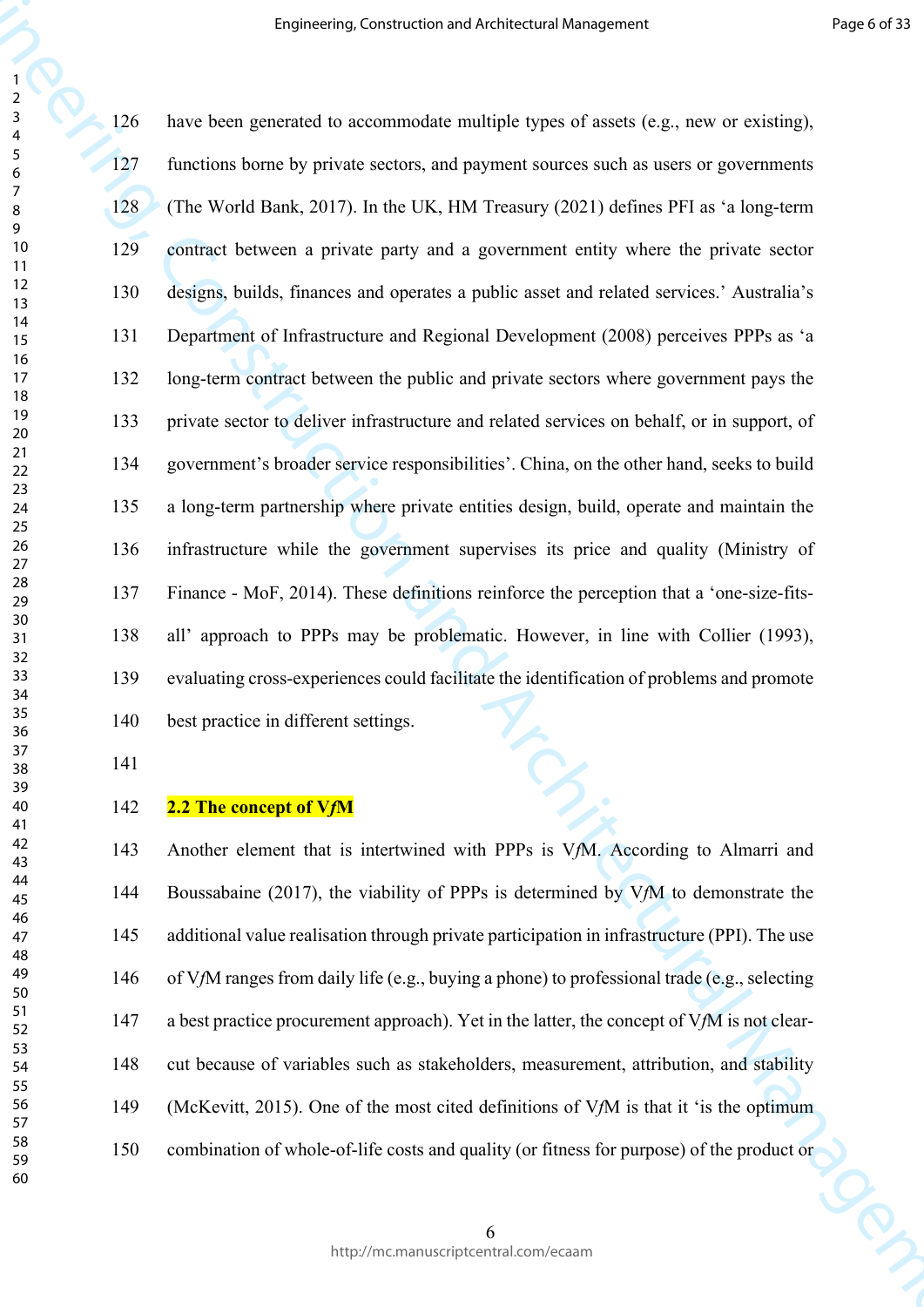have been generated to accommodate multiple types of assets (e.g., new or existing), functions borne by private sectors, and payment sources such as users or governments (The World Bank, 2017). In the UK, HM Treasury (2021) defines PFI as 'a long-term contract between a private party and a government entity where the private sector designs, builds, finances and operates a public asset and related services.' Australia's Department of Infrastructure and Regional Development (2008) perceives PPPs as 'a long-term contract between the public and private sectors where government pays the private sector to deliver infrastructure and related services on behalf, or in support, of government's broader service responsibilities'. China, on the other hand, seeks to build a long-term partnership where private entities design, build, operate and maintain the infrastructure while the government supervises its price and quality (Ministry of Finance - MoF, 2014). These definitions reinforce the perception that a 'one-size-fits-all' approach to PPPs may be problematic. However, in line with Collier (1993), evaluating cross-experiences could facilitate the identification of problems and promote best practice in different settings.

### 2.2 The concept of V*f*M

Another element that is intertwined with PPPs is V*f*M. According to Almarri and Boussabaine (2017), the viability of PPPs is determined by V*f*M to demonstrate the additional value realisation through private participation in infrastructure (PPI). The use of V*f*M ranges from daily life (e.g., buying a phone) to professional trade (e.g., selecting a best practice procurement approach). Yet in the latter, the concept of V*f*M is not clear-cut because of variables such as stakeholders, measurement, attribution, and stability (McKevitt, 2015). One of the most cited definitions of V*f*M is that it 'is the optimum combination of whole-of-life costs and quality (or fitness for purpose) of the product or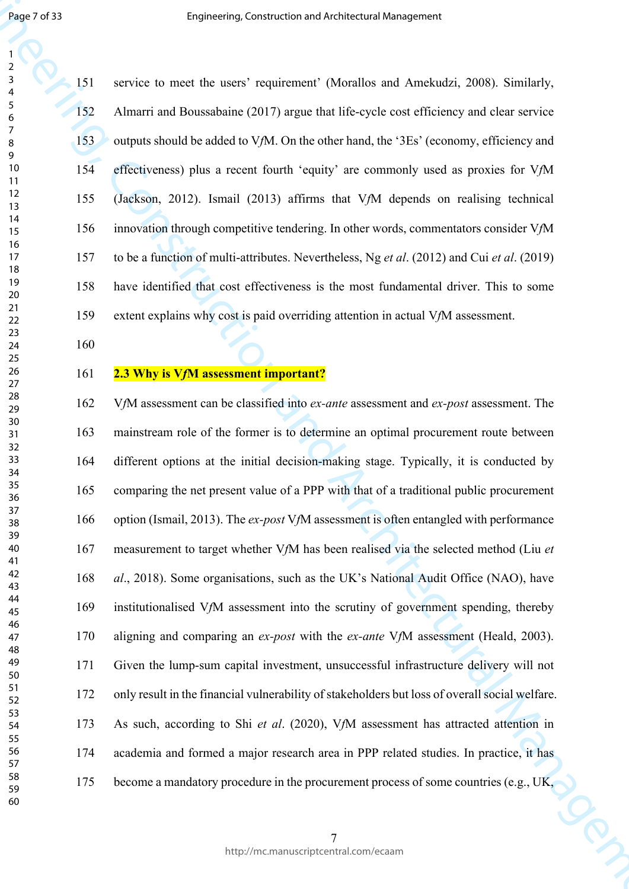service to meet the users' requirement' (Morallos and Amekudzi, 2008). Similarly, Almarri and Boussabaine (2017) argue that life-cycle cost efficiency and clear service outputs should be added to V*f*M. On the other hand, the '3Es' (economy, efficiency and effectiveness) plus a recent fourth 'equity' are commonly used as proxies for V*f*M (Jackson, 2012). Ismail (2013) affirms that V*f*M depends on realising technical innovation through competitive tendering. In other words, commentators consider V*f*M to be a function of multi-attributes. Nevertheless, Ng *et al*. (2012) and Cui *et al*. (2019) have identified that cost effectiveness is the most fundamental driver. This to some extent explains why cost is paid overriding attention in actual V*f*M assessment.

### 2.3 Why is V*f*M assessment important?

V*f*M assessment can be classified into *ex-ante* assessment and *ex-post* assessment. The mainstream role of the former is to determine an optimal procurement route between different options at the initial decision-making stage. Typically, it is conducted by comparing the net present value of a PPP with that of a traditional public procurement option (Ismail, 2013). The *ex-post* V*f*M assessment is often entangled with performance measurement to target whether V*f*M has been realised via the selected method (Liu *et al*., 2018). Some organisations, such as the UK's National Audit Office (NAO), have institutionalised V*f*M assessment into the scrutiny of government spending, thereby aligning and comparing an *ex-post* with the *ex-ante* V*f*M assessment (Heald, 2003). Given the lump-sum capital investment, unsuccessful infrastructure delivery will not only result in the financial vulnerability of stakeholders but loss of overall social welfare. As such, according to Shi *et al*. (2020), V*f*M assessment has attracted attention in academia and formed a major research area in PPP related studies. In practice, it has become a mandatory procedure in the procurement process of some countries (e.g., UK,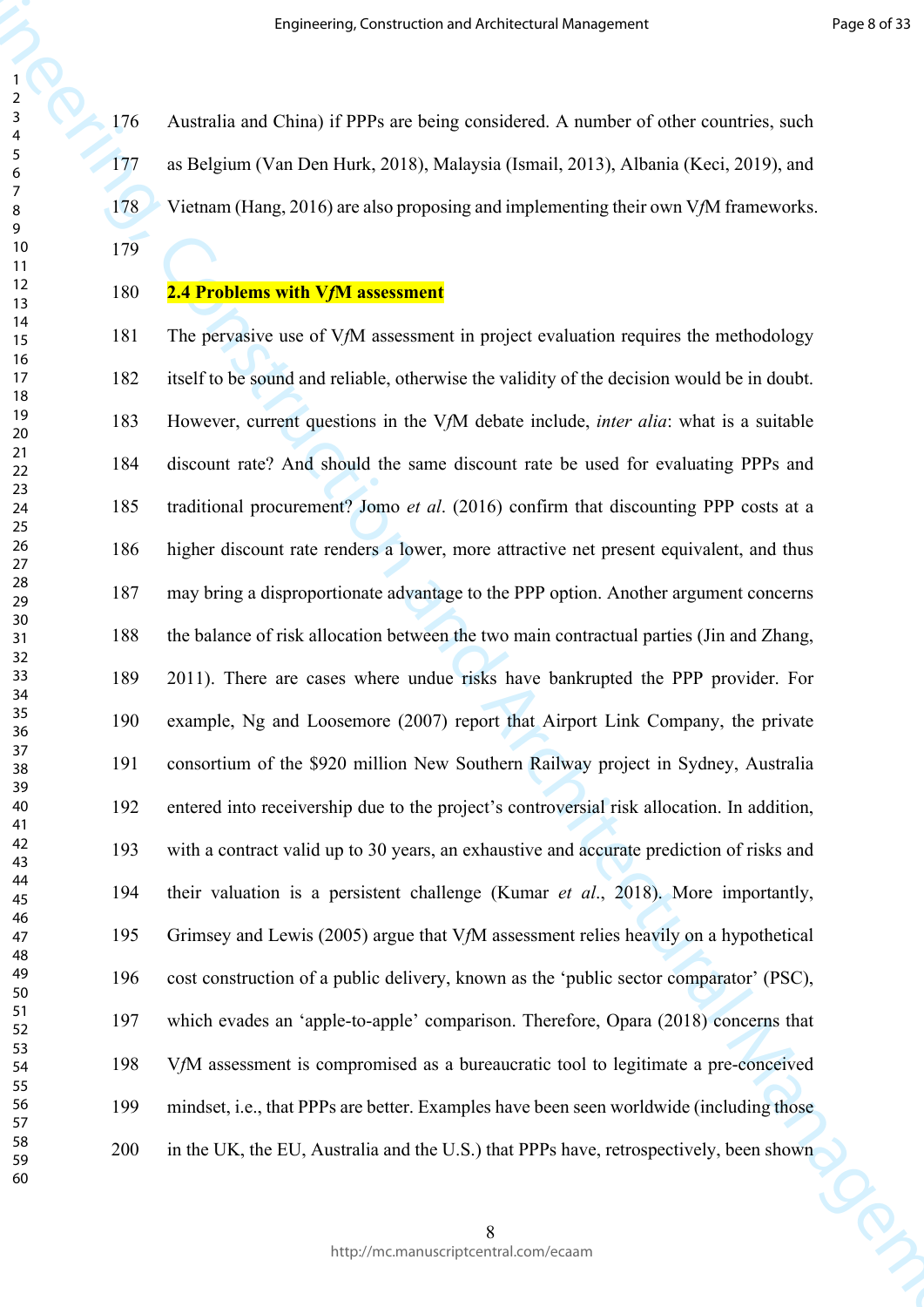Australia and China) if PPPs are being considered. A number of other countries, such as Belgium (Van Den Hurk, 2018), Malaysia (Ismail, 2013), Albania (Keci, 2019), and Vietnam (Hang, 2016) are also proposing and implementing their own V*f*M frameworks.

### 2.4 Problems with V*f*M assessment

The pervasive use of V*f*M assessment in project evaluation requires the methodology itself to be sound and reliable, otherwise the validity of the decision would be in doubt. However, current questions in the V*f*M debate include, *inter alia*: what is a suitable discount rate? And should the same discount rate be used for evaluating PPPs and traditional procurement? Jomo *et al*. (2016) confirm that discounting PPP costs at a higher discount rate renders a lower, more attractive net present equivalent, and thus may bring a disproportionate advantage to the PPP option. Another argument concerns the balance of risk allocation between the two main contractual parties (Jin and Zhang, 2011). There are cases where undue risks have bankrupted the PPP provider. For example, Ng and Loosemore (2007) report that Airport Link Company, the private consortium of the $920 million New Southern Railway project in Sydney, Australia entered into receivership due to the project's controversial risk allocation. In addition, with a contract valid up to 30 years, an exhaustive and accurate prediction of risks and their valuation is a persistent challenge (Kumar *et al*., 2018). More importantly, Grimsey and Lewis (2005) argue that V*f*M assessment relies heavily on a hypothetical cost construction of a public delivery, known as the 'public sector comparator' (PSC), which evades an 'apple-to-apple' comparison. Therefore, Opara (2018) concerns that V*f*M assessment is compromised as a bureaucratic tool to legitimate a pre-conceived mindset, i.e., that PPPs are better. Examples have been seen worldwide (including those in the UK, the EU, Australia and the U.S.) that PPPs have, retrospectively, been shown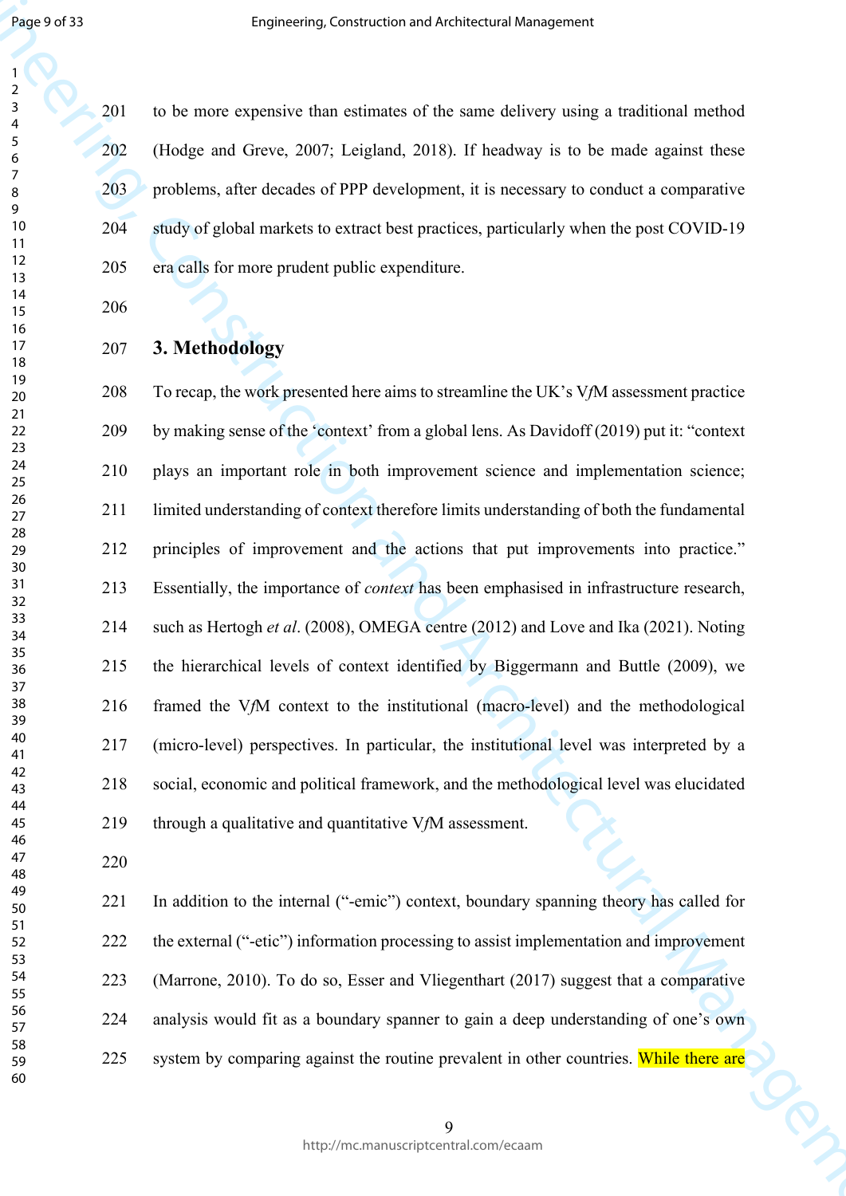to be more expensive than estimates of the same delivery using a traditional method (Hodge and Greve, 2007; Leigland, 2018). If headway is to be made against these problems, after decades of PPP development, it is necessary to conduct a comparative study of global markets to extract best practices, particularly when the post COVID-19 era calls for more prudent public expenditure.

## 3. Methodology

To recap, the work presented here aims to streamline the UK's V*f*M assessment practice by making sense of the 'context' from a global lens. As Davidoff (2019) put it: "context plays an important role in both improvement science and implementation science; limited understanding of context therefore limits understanding of both the fundamental principles of improvement and the actions that put improvements into practice." Essentially, the importance of *context* has been emphasised in infrastructure research, such as Hertogh *et al*. (2008), OMEGA centre (2012) and Love and Ika (2021). Noting the hierarchical levels of context identified by Biggermann and Buttle (2009), we framed the V*f*M context to the institutional (macro-level) and the methodological (micro-level) perspectives. In particular, the institutional level was interpreted by a social, economic and political framework, and the methodological level was elucidated through a qualitative and quantitative V*f*M assessment.

In addition to the internal ("-emic") context, boundary spanning theory has called for the external ("-etic") information processing to assist implementation and improvement (Marrone, 2010). To do so, Esser and Vliegenthart (2017) suggest that a comparative analysis would fit as a boundary spanner to gain a deep understanding of one's own system by comparing against the routine prevalent in other countries. While there are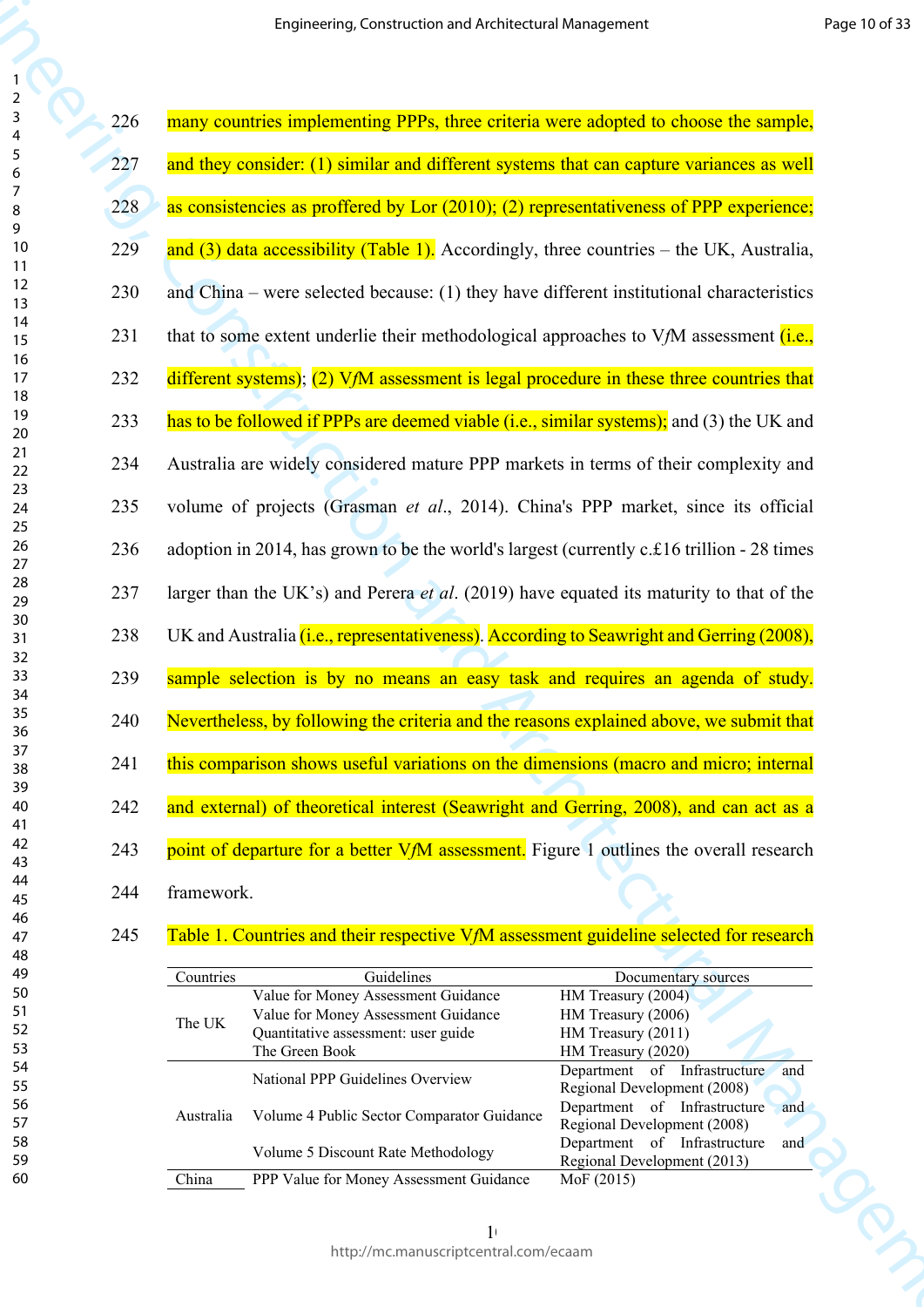many countries implementing PPPs, three criteria were adopted to choose the sample, and they consider: (1) similar and different systems that can capture variances as well as consistencies as proffered by Lor (2010); (2) representativeness of PPP experience; and (3) data accessibility (Table 1). Accordingly, three countries – the UK, Australia, and China – were selected because: (1) they have different institutional characteristics that to some extent underlie their methodological approaches to V*f*M assessment (i.e., different systems); (2) V*f*M assessment is legal procedure in these three countries that has to be followed if PPPs are deemed viable (i.e., similar systems); and (3) the UK and Australia are widely considered mature PPP markets in terms of their complexity and volume of projects (Grasman *et al*., 2014). China's PPP market, since its official adoption in 2014, has grown to be the world's largest (currently c.£16 trillion - 28 times larger than the UK's) and Perera *et al*. (2019) have equated its maturity to that of the UK and Australia (i.e., representativeness). According to Seawright and Gerring (2008), sample selection is by no means an easy task and requires an agenda of study. Nevertheless, by following the criteria and the reasons explained above, we submit that this comparison shows useful variations on the dimensions (macro and micro; internal and external) of theoretical interest (Seawright and Gerring, 2008), and can act as a point of departure for a better V*f*M assessment. Figure 1 outlines the overall research framework.

Table 1. Countries and their respective V*f*M assessment guideline selected for research

| Countries | Guidelines | Documentary sources |
|---|---|---|
| The UK | Value for Money Assessment Guidance | HM Treasury (2004) |
| | Value for Money Assessment Guidance | HM Treasury (2006) |
| | Quantitative assessment: user guide | HM Treasury (2011) |
| | The Green Book | HM Treasury (2020) |
| Australia | National PPP Guidelines Overview | Department of Infrastructure and Regional Development (2008) |
| | Volume 4 Public Sector Comparator Guidance | Department of Infrastructure and Regional Development (2008) |
| | Volume 5 Discount Rate Methodology | Department of Infrastructure and Regional Development (2013) |
| China | PPP Value for Money Assessment Guidance | MoF (2015) |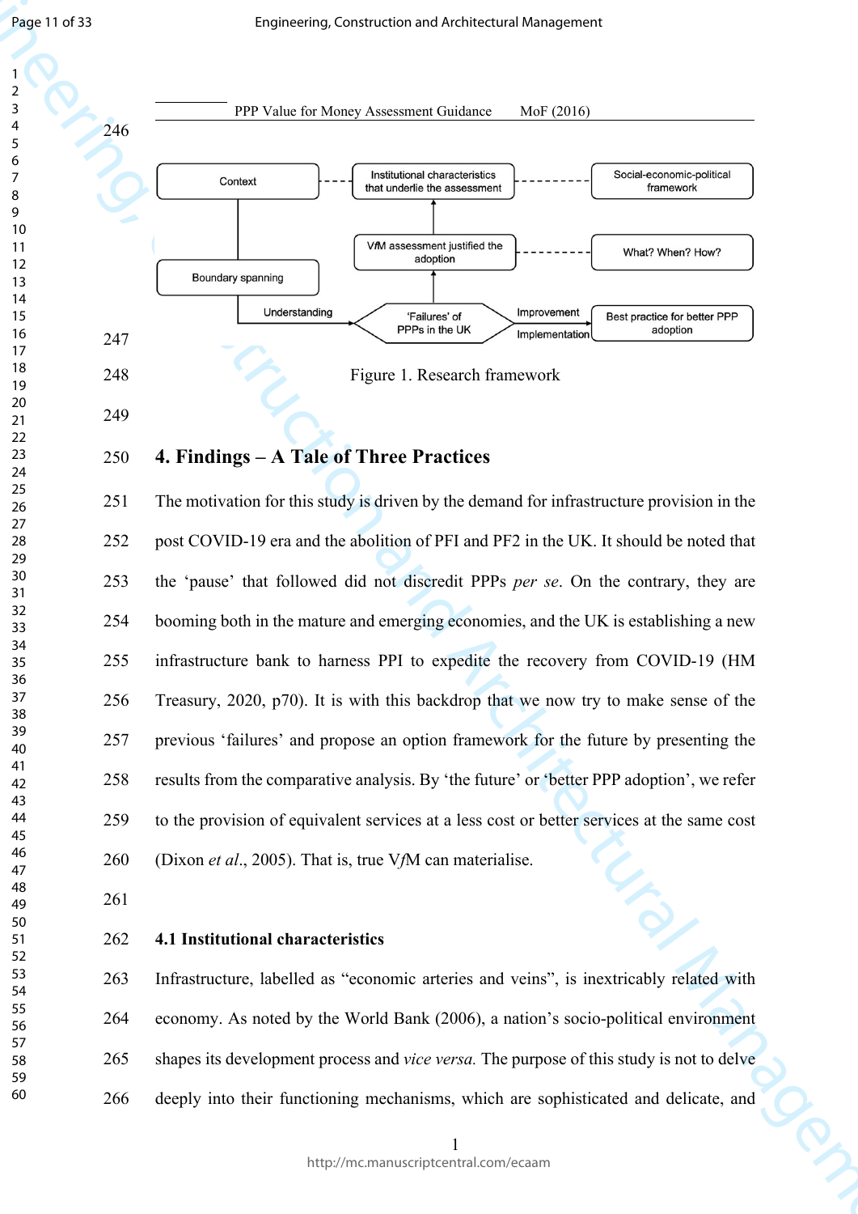PPP Value for Money Assessment Guidance MoF (2016)

Figure 1. Research framework

## 4. Findings – A Tale of Three Practices

The motivation for this study is driven by the demand for infrastructure provision in the post COVID-19 era and the abolition of PFI and PF2 in the UK. It should be noted that the 'pause' that followed did not discredit PPPs *per se*. On the contrary, they are booming both in the mature and emerging economies, and the UK is establishing a new infrastructure bank to harness PPI to expedite the recovery from COVID-19 (HM Treasury, 2020, p70). It is with this backdrop that we now try to make sense of the previous 'failures' and propose an option framework for the future by presenting the results from the comparative analysis. By 'the future' or 'better PPP adoption', we refer to the provision of equivalent services at a less cost or better services at the same cost (Dixon *et al*., 2005). That is, true V*f*M can materialise.

### 4.1 Institutional characteristics

Infrastructure, labelled as "economic arteries and veins", is inextricably related with economy. As noted by the World Bank (2006), a nation's socio-political environment shapes its development process and *vice versa.* The purpose of this study is not to delve deeply into their functioning mechanisms, which are sophisticated and delicate, and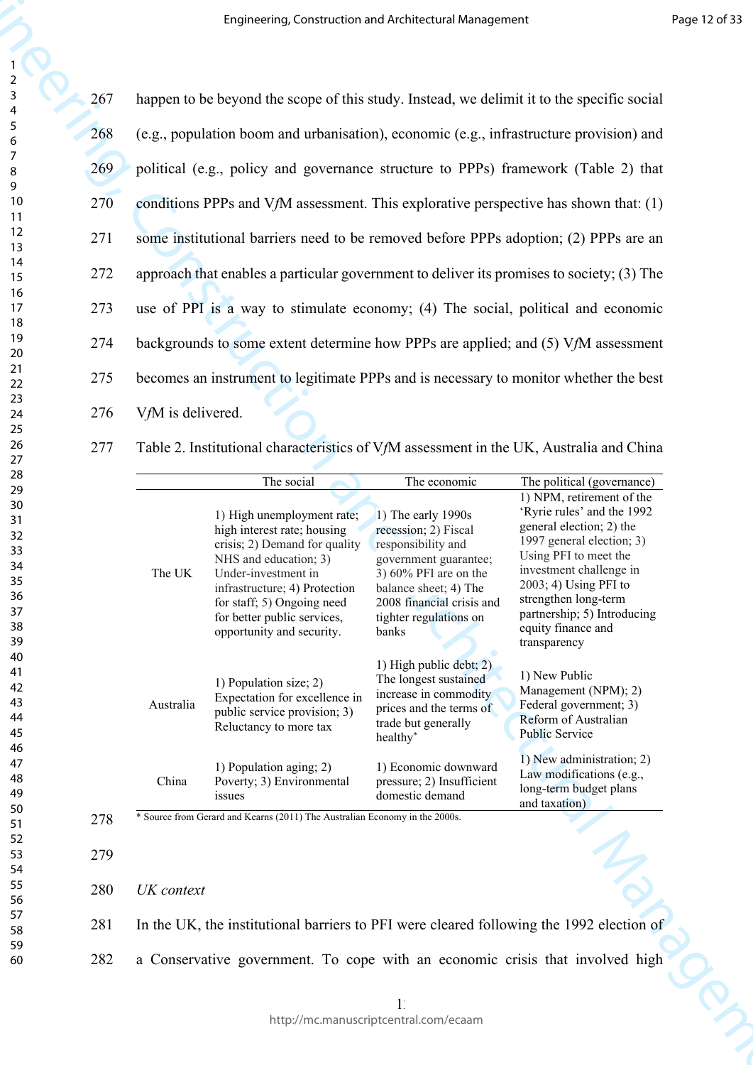happen to be beyond the scope of this study. Instead, we delimit it to the specific social (e.g., population boom and urbanisation), economic (e.g., infrastructure provision) and political (e.g., policy and governance structure to PPPs) framework (Table 2) that conditions PPPs and V*f*M assessment. This explorative perspective has shown that: (1) some institutional barriers need to be removed before PPPs adoption; (2) PPPs are an approach that enables a particular government to deliver its promises to society; (3) The use of PPI is a way to stimulate economy; (4) The social, political and economic backgrounds to some extent determine how PPPs are applied; and (5) V*f*M assessment becomes an instrument to legitimate PPPs and is necessary to monitor whether the best V*f*M is delivered.

Table 2. Institutional characteristics of V*f*M assessment in the UK, Australia and China

| | The social | The economic | The political (governance) |
|---|---|---|---|
| The UK | 1) High unemployment rate; high interest rate; housing crisis; 2) Demand for quality NHS and education; 3) Under-investment in infrastructure; 4) Protection for staff; 5) Ongoing need for better public services, opportunity and security. | 1) The early 1990s recession; 2) Fiscal responsibility and government guarantee; 3) 60% PFI are on the balance sheet; 4) The 2008 financial crisis and tighter regulations on banks | 1) NPM, retirement of the 'Ryrie rules' and the 1992 general election; 2) the 1997 general election; 3) Using PFI to meet the investment challenge in 2003; 4) Using PFI to strengthen long-term partnership; 5) Introducing equity finance and transparency |
| Australia | 1) Population size; 2) Expectation for excellence in public service provision; 3) Reluctancy to more tax | 1) High public debt; 2) The longest sustained increase in commodity prices and the terms of trade but generally healthy* | 1) New Public Management (NPM); 2) Federal government; 3) Reform of Australian Public Service |
| China | 1) Population aging; 2) Poverty; 3) Environmental issues | 1) Economic downward pressure; 2) Insufficient domestic demand | 1) New administration; 2) Law modifications (e.g., long-term budget plans and taxation) |

\* Source from Gerard and Kearns (2011) The Australian Economy in the 2000s.

*UK context*

In the UK, the institutional barriers to PFI were cleared following the 1992 election of a Conservative government. To cope with an economic crisis that involved high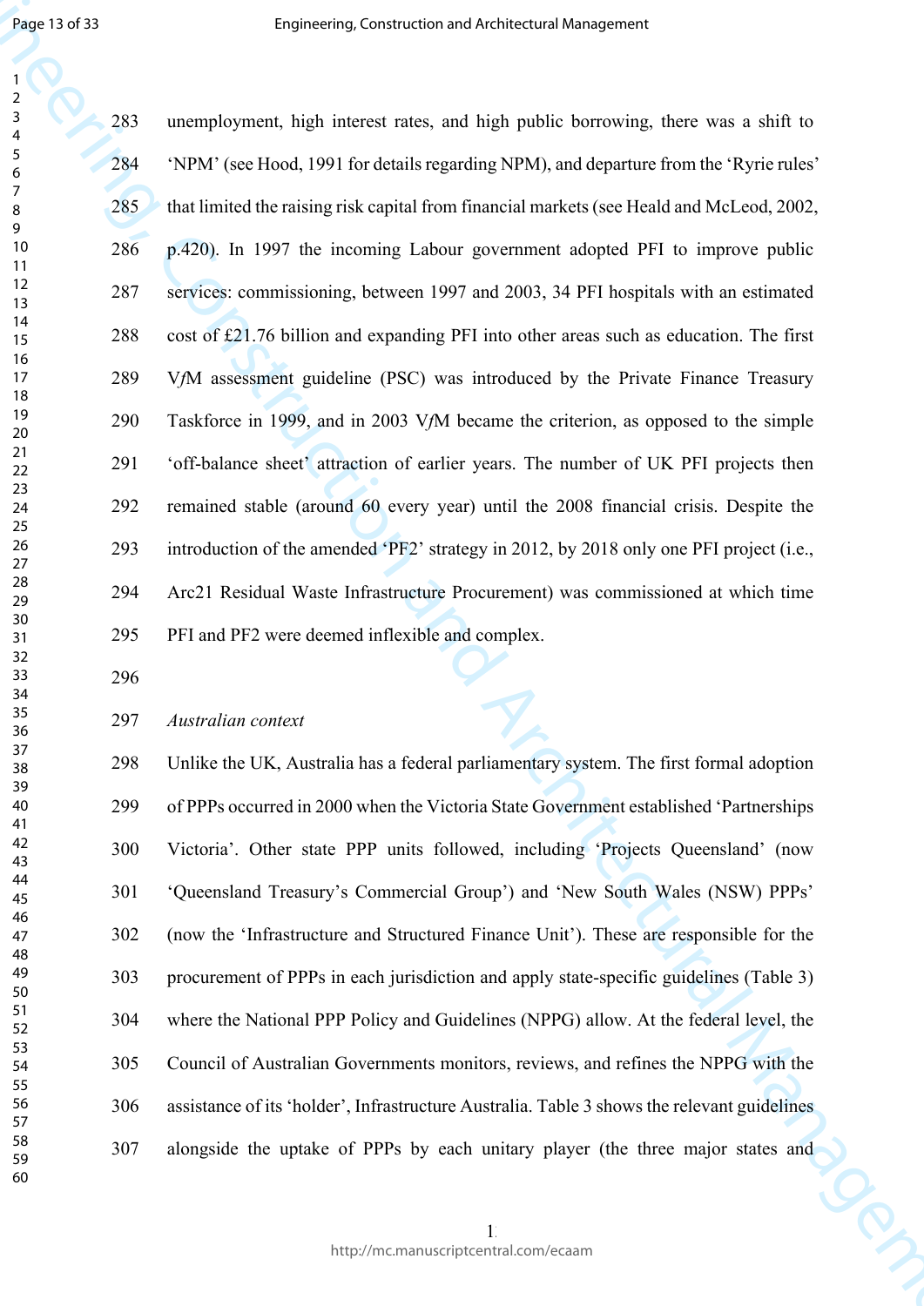unemployment, high interest rates, and high public borrowing, there was a shift to 'NPM' (see Hood, 1991 for details regarding NPM), and departure from the 'Ryrie rules' that limited the raising risk capital from financial markets (see Heald and McLeod, 2002, p.420). In 1997 the incoming Labour government adopted PFI to improve public services: commissioning, between 1997 and 2003, 34 PFI hospitals with an estimated cost of £21.76 billion and expanding PFI into other areas such as education. The first V*f*M assessment guideline (PSC) was introduced by the Private Finance Treasury Taskforce in 1999, and in 2003 V*f*M became the criterion, as opposed to the simple 'off-balance sheet' attraction of earlier years. The number of UK PFI projects then remained stable (around 60 every year) until the 2008 financial crisis. Despite the introduction of the amended 'PF2' strategy in 2012, by 2018 only one PFI project (i.e., Arc21 Residual Waste Infrastructure Procurement) was commissioned at which time PFI and PF2 were deemed inflexible and complex.

*Australian context*

Unlike the UK, Australia has a federal parliamentary system. The first formal adoption of PPPs occurred in 2000 when the Victoria State Government established 'Partnerships Victoria'. Other state PPP units followed, including 'Projects Queensland' (now 'Queensland Treasury's Commercial Group') and 'New South Wales (NSW) PPPs' (now the 'Infrastructure and Structured Finance Unit'). These are responsible for the procurement of PPPs in each jurisdiction and apply state-specific guidelines (Table 3) where the National PPP Policy and Guidelines (NPPG) allow. At the federal level, the Council of Australian Governments monitors, reviews, and refines the NPPG with the assistance of its 'holder', Infrastructure Australia. Table 3 shows the relevant guidelines alongside the uptake of PPPs by each unitary player (the three major states and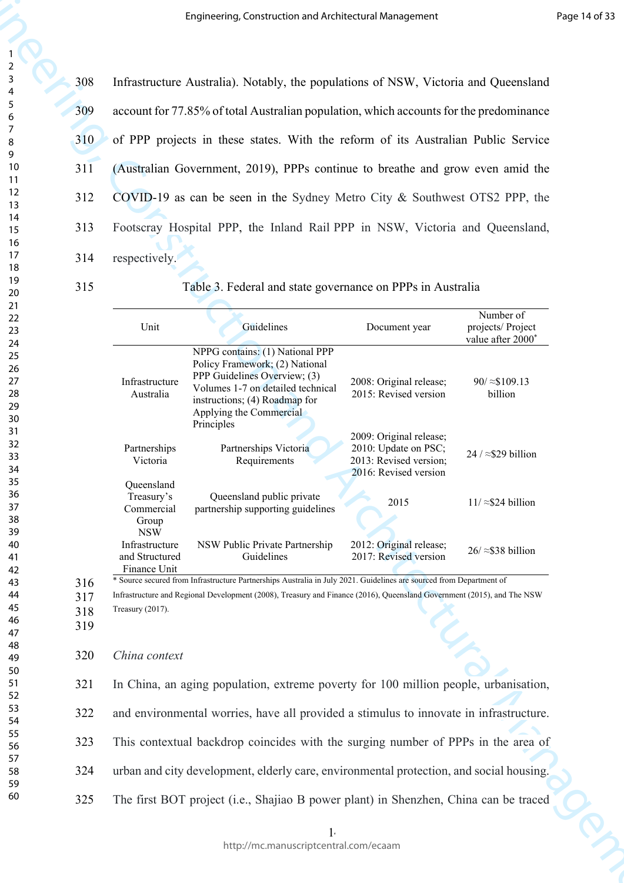Infrastructure Australia). Notably, the populations of NSW, Victoria and Queensland account for 77.85% of total Australian population, which accounts for the predominance of PPP projects in these states. With the reform of its Australian Public Service (Australian Government, 2019), PPPs continue to breathe and grow even amid the COVID-19 as can be seen in the Sydney Metro City & Southwest OTS2 PPP, the Footscray Hospital PPP, the Inland Rail PPP in NSW, Victoria and Queensland, respectively.

Table 3. Federal and state governance on PPPs in Australia

| Unit | Guidelines | Document year | Number of projects/ Project value after 2000* |
|---|---|---|---|
| Infrastructure Australia | NPPG contains: (1) National PPP Policy Framework; (2) National PPP Guidelines Overview; (3) Volumes 1-7 on detailed technical instructions; (4) Roadmap for Applying the Commercial Principles | 2008: Original release; 2015: Revised version | 90/ ≈$109.13 billion |
| Partnerships Victoria | Partnerships Victoria Requirements | 2009: Original release; 2010: Update on PSC; 2013: Revised version; 2016: Revised version | 24 / ≈$29 billion |
| Queensland Treasury's Commercial Group | Queensland public private partnership supporting guidelines | 2015 | 11/ ≈$24 billion |
| NSW Infrastructure and Structured Finance Unit | NSW Public Private Partnership Guidelines | 2012: Original release; 2017: Revised version | 26/ ≈$38 billion |

\* Source secured from Infrastructure Partnerships Australia in July 2021. Guidelines are sourced from Department of Infrastructure and Regional Development (2008), Treasury and Finance (2016), Queensland Government (2015), and The NSW Treasury (2017).

*China context*

In China, an aging population, extreme poverty for 100 million people, urbanisation, and environmental worries, have all provided a stimulus to innovate in infrastructure. This contextual backdrop coincides with the surging number of PPPs in the area of urban and city development, elderly care, environmental protection, and social housing. The first BOT project (i.e., Shajiao B power plant) in Shenzhen, China can be traced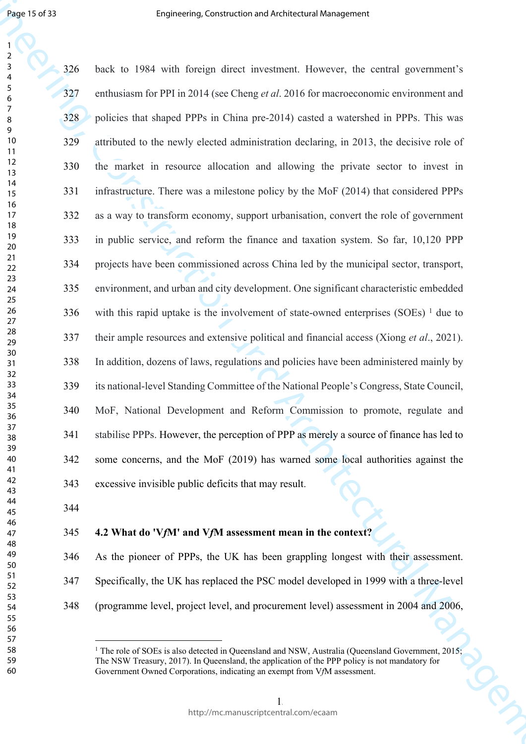back to 1984 with foreign direct investment. However, the central government's enthusiasm for PPI in 2014 (see Cheng *et al*. 2016 for macroeconomic environment and policies that shaped PPPs in China pre-2014) casted a watershed in PPPs. This was attributed to the newly elected administration declaring, in 2013, the decisive role of the market in resource allocation and allowing the private sector to invest in infrastructure. There was a milestone policy by the MoF (2014) that considered PPPs as a way to transform economy, support urbanisation, convert the role of government in public service, and reform the finance and taxation system. So far, 10,120 PPP projects have been commissioned across China led by the municipal sector, transport, environment, and urban and city development. One significant characteristic embedded with this rapid uptake is the involvement of state-owned enterprises (SOEs) [1] due to their ample resources and extensive political and financial access (Xiong *et al*., 2021). In addition, dozens of laws, regulations and policies have been administered mainly by its national-level Standing Committee of the National People's Congress, State Council, MoF, National Development and Reform Commission to promote, regulate and stabilise PPPs. However, the perception of PPP as merely a source of finance has led to some concerns, and the MoF (2019) has warned some local authorities against the excessive invisible public deficits that may result.

### 4.2 What do 'V*f*M' and V*f*M assessment mean in the context?

As the pioneer of PPPs, the UK has been grappling longest with their assessment. Specifically, the UK has replaced the PSC model developed in 1999 with a three-level (programme level, project level, and procurement level) assessment in 2004 and 2006,

---

[1] The role of SOEs is also detected in Queensland and NSW, Australia (Queensland Government, 2015; The NSW Treasury, 2017). In Queensland, the application of the PPP policy is not mandatory for Government Owned Corporations, indicating an exempt from V*f*M assessment.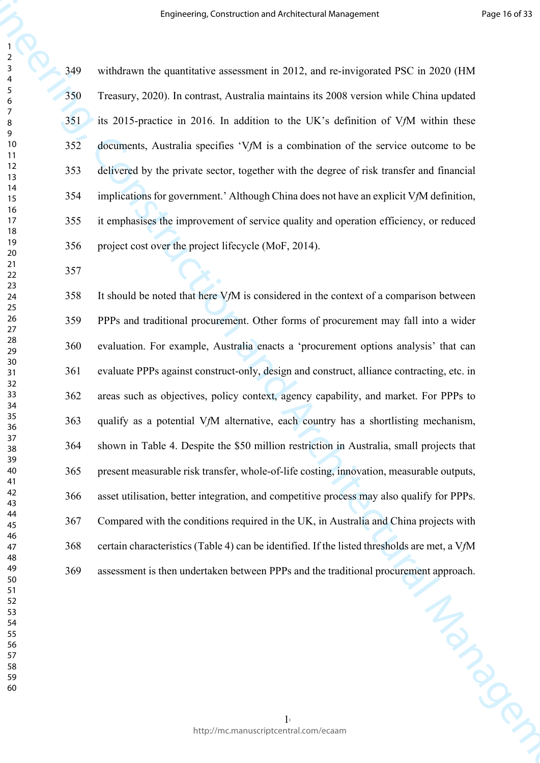withdrawn the quantitative assessment in 2012, and re-invigorated PSC in 2020 (HM Treasury, 2020). In contrast, Australia maintains its 2008 version while China updated its 2015-practice in 2016. In addition to the UK's definition of V*f*M within these documents, Australia specifies 'V*f*M is a combination of the service outcome to be delivered by the private sector, together with the degree of risk transfer and financial implications for government.' Although China does not have an explicit V*f*M definition, it emphasises the improvement of service quality and operation efficiency, or reduced project cost over the project lifecycle (MoF, 2014).

It should be noted that here V*f*M is considered in the context of a comparison between PPPs and traditional procurement. Other forms of procurement may fall into a wider evaluation. For example, Australia enacts a 'procurement options analysis' that can evaluate PPPs against construct-only, design and construct, alliance contracting, etc. in areas such as objectives, policy context, agency capability, and market. For PPPs to qualify as a potential V*f*M alternative, each country has a shortlisting mechanism, shown in Table 4. Despite the $50 million restriction in Australia, small projects that present measurable risk transfer, whole-of-life costing, innovation, measurable outputs, asset utilisation, better integration, and competitive process may also qualify for PPPs. Compared with the conditions required in the UK, in Australia and China projects with certain characteristics (Table 4) can be identified. If the listed thresholds are met, a V*f*M assessment is then undertaken between PPPs and the traditional procurement approach.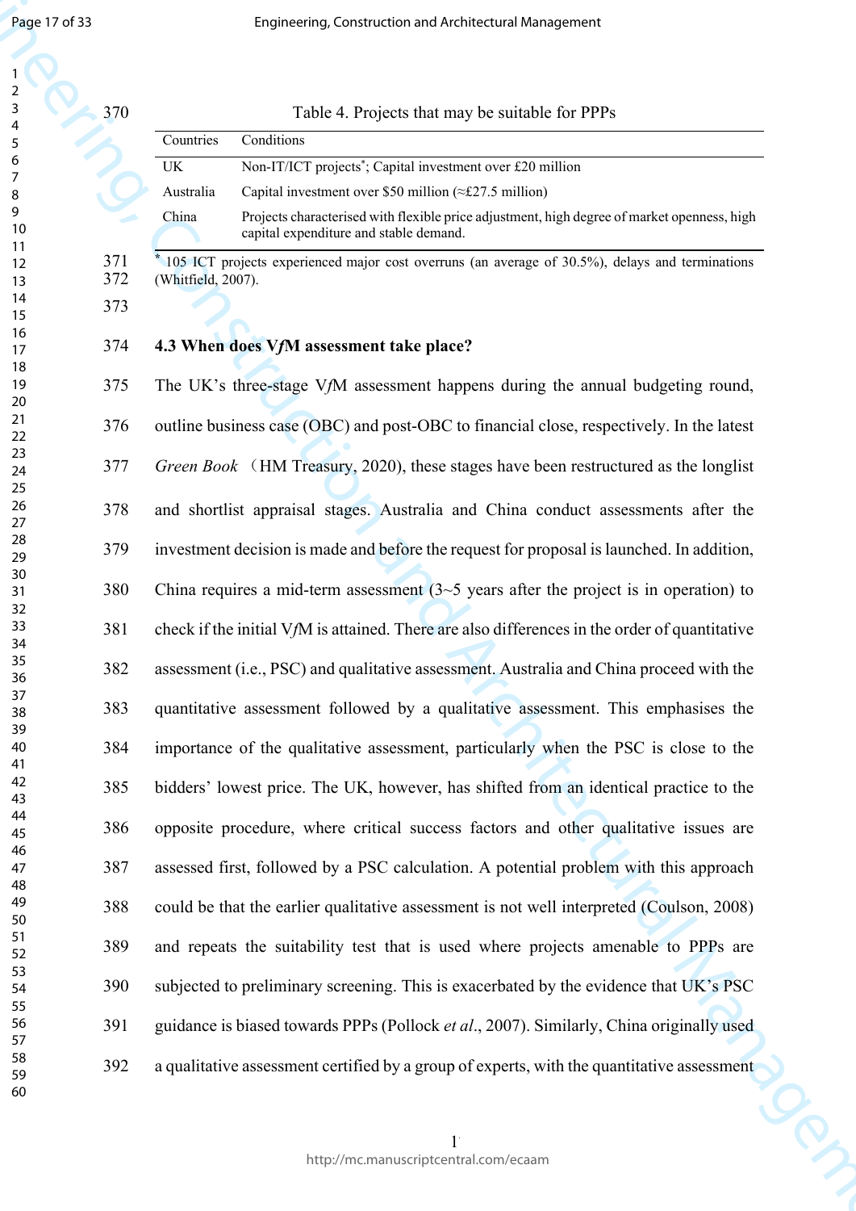Table 4. Projects that may be suitable for PPPs

| Countries | Conditions |
|---|---|
| UK | Non-IT/ICT projects*; Capital investment over £20 million |
| Australia | Capital investment over \$50 million (≈£27.5 million) |
| China | Projects characterised with flexible price adjustment, high degree of market openness, high capital expenditure and stable demand. |

* 105 ICT projects experienced major cost overruns (an average of 30.5%), delays and terminations (Whitfield, 2007).

### 4.3 When does V*f*M assessment take place?

The UK's three-stage V*f*M assessment happens during the annual budgeting round, outline business case (OBC) and post-OBC to financial close, respectively. In the latest *Green Book* （HM Treasury, 2020), these stages have been restructured as the longlist and shortlist appraisal stages. Australia and China conduct assessments after the investment decision is made and before the request for proposal is launched. In addition, China requires a mid-term assessment (3~5 years after the project is in operation) to check if the initial V*f*M is attained. There are also differences in the order of quantitative assessment (i.e., PSC) and qualitative assessment. Australia and China proceed with the quantitative assessment followed by a qualitative assessment. This emphasises the importance of the qualitative assessment, particularly when the PSC is close to the bidders' lowest price. The UK, however, has shifted from an identical practice to the opposite procedure, where critical success factors and other qualitative issues are assessed first, followed by a PSC calculation. A potential problem with this approach could be that the earlier qualitative assessment is not well interpreted (Coulson, 2008) and repeats the suitability test that is used where projects amenable to PPPs are subjected to preliminary screening. This is exacerbated by the evidence that UK's PSC guidance is biased towards PPPs (Pollock *et al*., 2007). Similarly, China originally used a qualitative assessment certified by a group of experts, with the quantitative assessment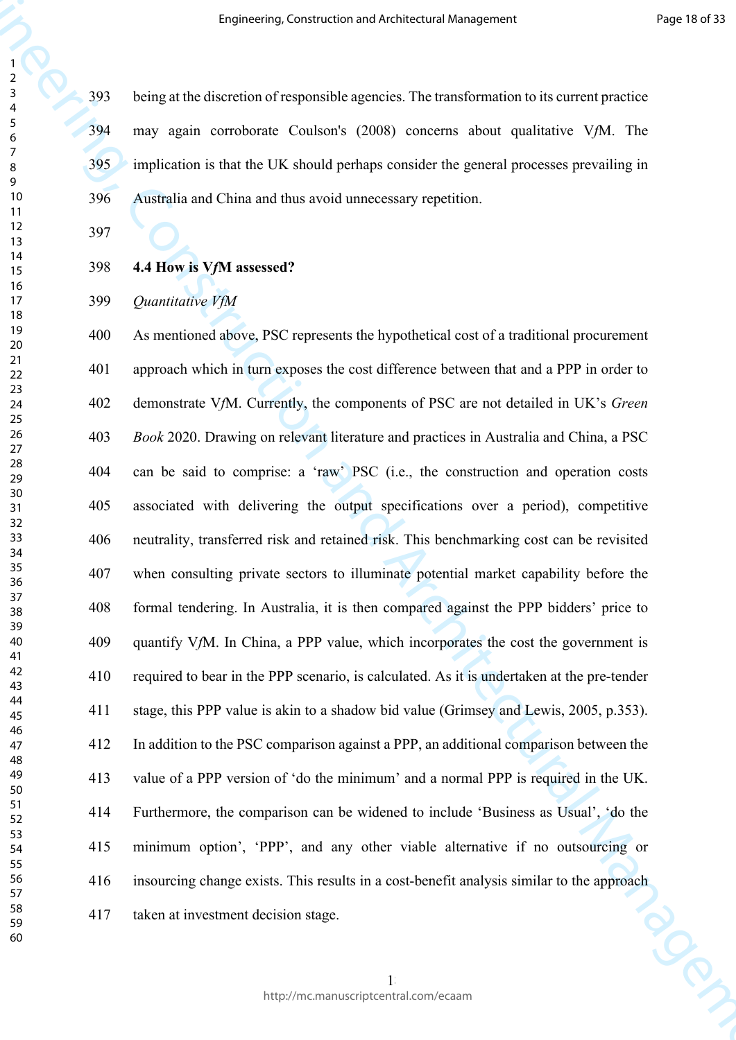being at the discretion of responsible agencies. The transformation to its current practice may again corroborate Coulson's (2008) concerns about qualitative V*f*M. The implication is that the UK should perhaps consider the general processes prevailing in Australia and China and thus avoid unnecessary repetition.

**4.4 How is V*f*M assessed?**

*Quantitative VfM*

As mentioned above, PSC represents the hypothetical cost of a traditional procurement approach which in turn exposes the cost difference between that and a PPP in order to demonstrate V*f*M. Currently, the components of PSC are not detailed in UK's *Green Book* 2020. Drawing on relevant literature and practices in Australia and China, a PSC can be said to comprise: a 'raw' PSC (i.e., the construction and operation costs associated with delivering the output specifications over a period), competitive neutrality, transferred risk and retained risk. This benchmarking cost can be revisited when consulting private sectors to illuminate potential market capability before the formal tendering. In Australia, it is then compared against the PPP bidders' price to quantify V*f*M. In China, a PPP value, which incorporates the cost the government is required to bear in the PPP scenario, is calculated. As it is undertaken at the pre-tender stage, this PPP value is akin to a shadow bid value (Grimsey and Lewis, 2005, p.353). In addition to the PSC comparison against a PPP, an additional comparison between the value of a PPP version of 'do the minimum' and a normal PPP is required in the UK. Furthermore, the comparison can be widened to include 'Business as Usual', 'do the minimum option', 'PPP', and any other viable alternative if no outsourcing or insourcing change exists. This results in a cost-benefit analysis similar to the approach taken at investment decision stage.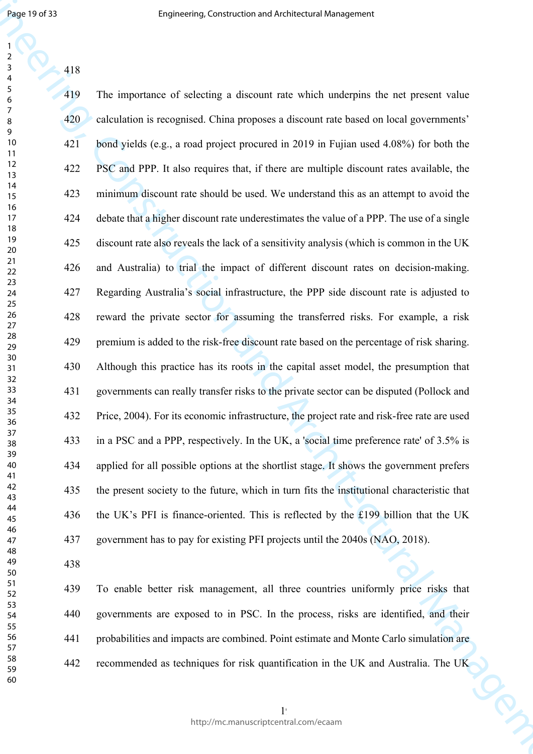The importance of selecting a discount rate which underpins the net present value calculation is recognised. China proposes a discount rate based on local governments' bond yields (e.g., a road project procured in 2019 in Fujian used 4.08%) for both the PSC and PPP. It also requires that, if there are multiple discount rates available, the minimum discount rate should be used. We understand this as an attempt to avoid the debate that a higher discount rate underestimates the value of a PPP. The use of a single discount rate also reveals the lack of a sensitivity analysis (which is common in the UK and Australia) to trial the impact of different discount rates on decision-making. Regarding Australia's social infrastructure, the PPP side discount rate is adjusted to reward the private sector for assuming the transferred risks. For example, a risk premium is added to the risk-free discount rate based on the percentage of risk sharing. Although this practice has its roots in the capital asset model, the presumption that governments can really transfer risks to the private sector can be disputed (Pollock and Price, 2004). For its economic infrastructure, the project rate and risk-free rate are used in a PSC and a PPP, respectively. In the UK, a 'social time preference rate' of 3.5% is applied for all possible options at the shortlist stage. It shows the government prefers the present society to the future, which in turn fits the institutional characteristic that the UK's PFI is finance-oriented. This is reflected by the £199 billion that the UK government has to pay for existing PFI projects until the 2040s (NAO, 2018).

To enable better risk management, all three countries uniformly price risks that governments are exposed to in PSC. In the process, risks are identified, and their probabilities and impacts are combined. Point estimate and Monte Carlo simulation are recommended as techniques for risk quantification in the UK and Australia. The UK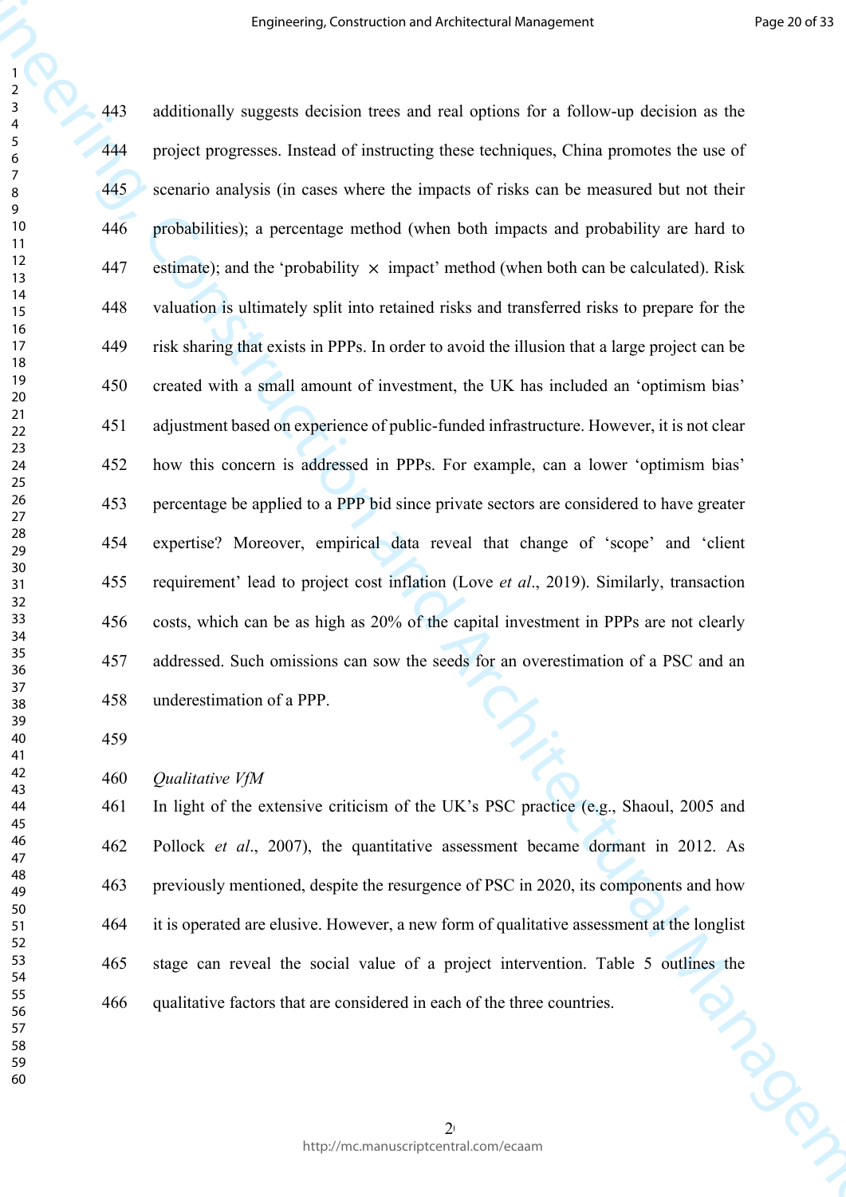additionally suggests decision trees and real options for a follow-up decision as the project progresses. Instead of instructing these techniques, China promotes the use of scenario analysis (in cases where the impacts of risks can be measured but not their probabilities); a percentage method (when both impacts and probability are hard to estimate); and the 'probability $\times$ impact' method (when both can be calculated). Risk valuation is ultimately split into retained risks and transferred risks to prepare for the risk sharing that exists in PPPs. In order to avoid the illusion that a large project can be created with a small amount of investment, the UK has included an 'optimism bias' adjustment based on experience of public-funded infrastructure. However, it is not clear how this concern is addressed in PPPs. For example, can a lower 'optimism bias' percentage be applied to a PPP bid since private sectors are considered to have greater expertise? Moreover, empirical data reveal that change of 'scope' and 'client requirement' lead to project cost inflation (Love *et al*., 2019). Similarly, transaction costs, which can be as high as 20% of the capital investment in PPPs are not clearly addressed. Such omissions can sow the seeds for an overestimation of a PSC and an underestimation of a PPP.

*Qualitative VfM*

In light of the extensive criticism of the UK's PSC practice (e.g., Shaoul, 2005 and Pollock *et al*., 2007), the quantitative assessment became dormant in 2012. As previously mentioned, despite the resurgence of PSC in 2020, its components and how it is operated are elusive. However, a new form of qualitative assessment at the longlist stage can reveal the social value of a project intervention. Table 5 outlines the qualitative factors that are considered in each of the three countries.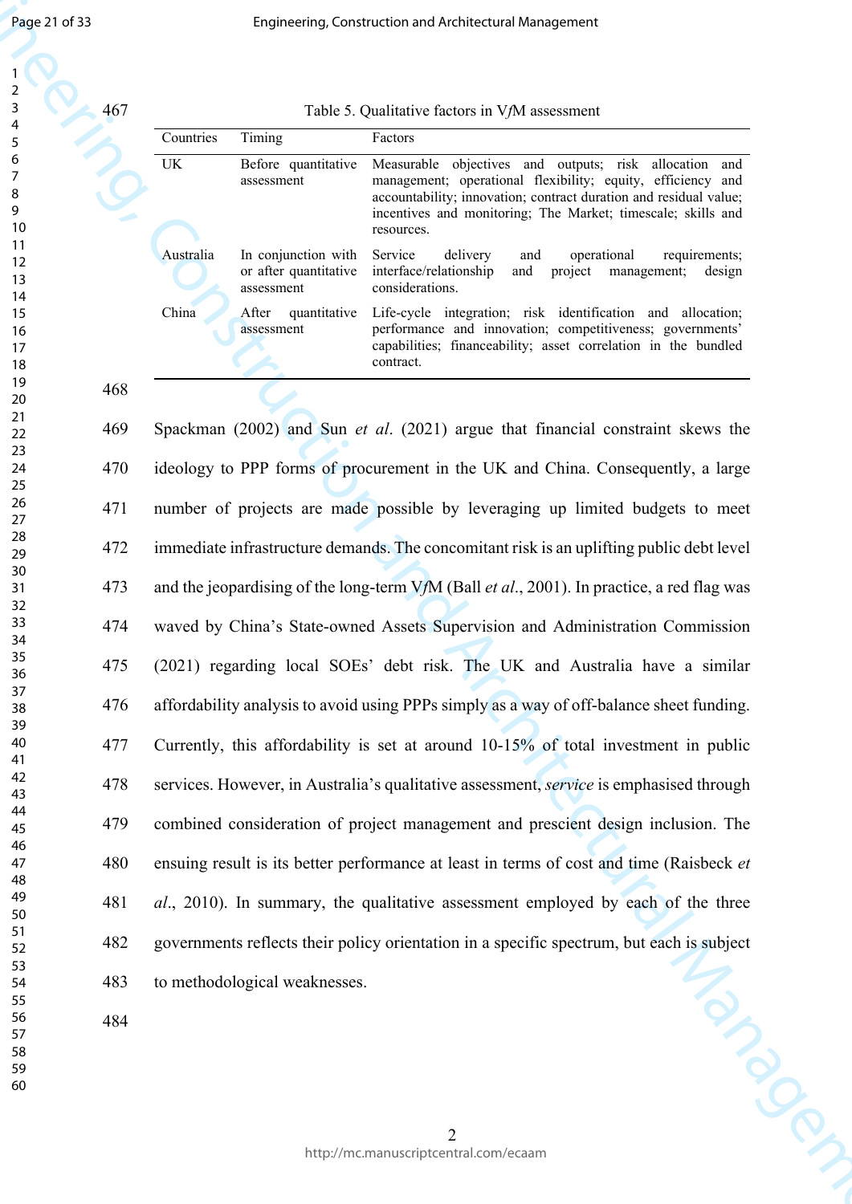Table 5. Qualitative factors in V*f*M assessment

| Countries | Timing | Factors |
|---|---|---|
| UK | Before quantitative assessment | Measurable objectives and outputs; risk allocation and management; operational flexibility; equity, efficiency and accountability; innovation; contract duration and residual value; incentives and monitoring; The Market; timescale; skills and resources. |
| Australia | In conjunction with or after quantitative assessment | Service delivery and operational requirements; interface/relationship and project management; design considerations. |
| China | After quantitative assessment | Life-cycle integration; risk identification and allocation; performance and innovation; competitiveness; governments' capabilities; financeability; asset correlation in the bundled contract. |

Spackman (2002) and Sun *et al*. (2021) argue that financial constraint skews the ideology to PPP forms of procurement in the UK and China. Consequently, a large number of projects are made possible by leveraging up limited budgets to meet immediate infrastructure demands. The concomitant risk is an uplifting public debt level and the jeopardising of the long-term V*f*M (Ball *et al*., 2001). In practice, a red flag was waved by China's State-owned Assets Supervision and Administration Commission (2021) regarding local SOEs' debt risk. The UK and Australia have a similar affordability analysis to avoid using PPPs simply as a way of off-balance sheet funding. Currently, this affordability is set at around 10-15% of total investment in public services. However, in Australia's qualitative assessment, *service* is emphasised through combined consideration of project management and prescient design inclusion. The ensuing result is its better performance at least in terms of cost and time (Raisbeck *et al*., 2010). In summary, the qualitative assessment employed by each of the three governments reflects their policy orientation in a specific spectrum, but each is subject to methodological weaknesses.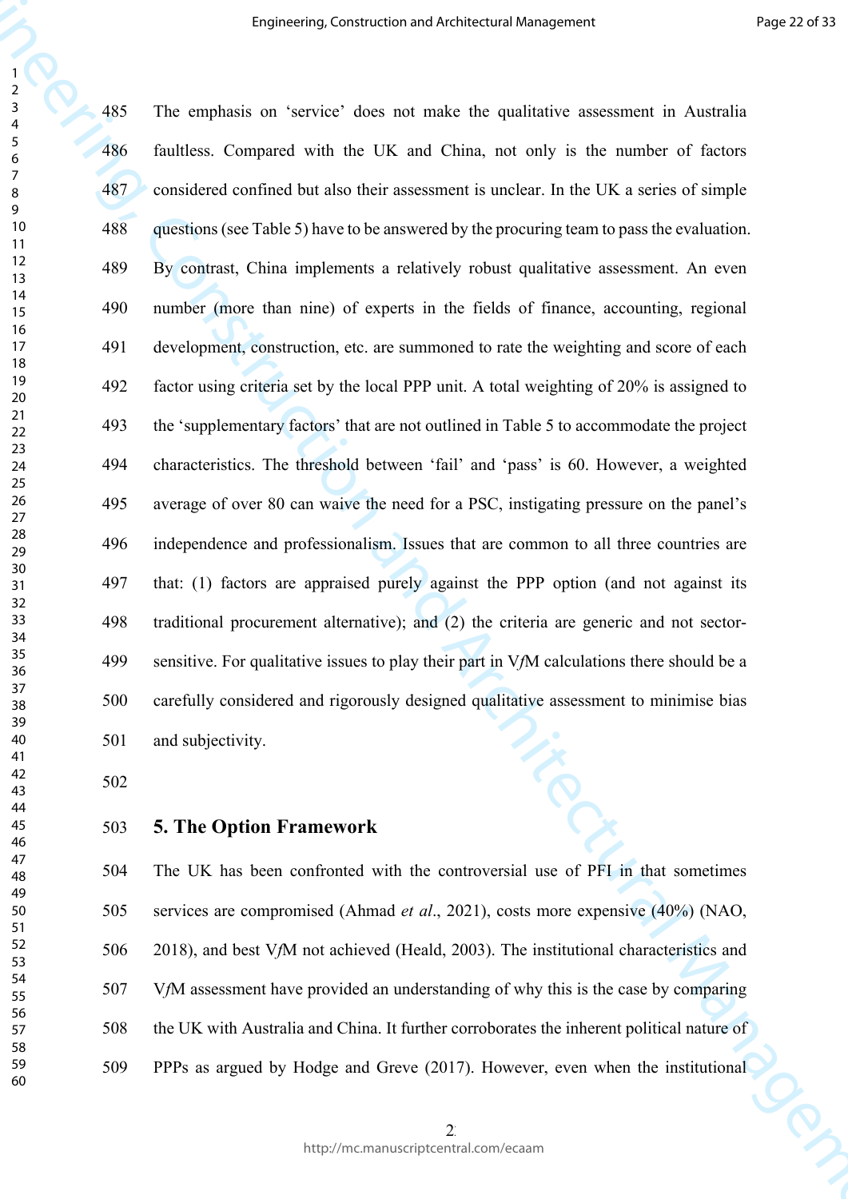The emphasis on 'service' does not make the qualitative assessment in Australia faultless. Compared with the UK and China, not only is the number of factors considered confined but also their assessment is unclear. In the UK a series of simple questions (see Table 5) have to be answered by the procuring team to pass the evaluation. By contrast, China implements a relatively robust qualitative assessment. An even number (more than nine) of experts in the fields of finance, accounting, regional development, construction, etc. are summoned to rate the weighting and score of each factor using criteria set by the local PPP unit. A total weighting of 20% is assigned to the 'supplementary factors' that are not outlined in Table 5 to accommodate the project characteristics. The threshold between 'fail' and 'pass' is 60. However, a weighted average of over 80 can waive the need for a PSC, instigating pressure on the panel's independence and professionalism. Issues that are common to all three countries are that: (1) factors are appraised purely against the PPP option (and not against its traditional procurement alternative); and (2) the criteria are generic and not sector-sensitive. For qualitative issues to play their part in V*f*M calculations there should be a carefully considered and rigorously designed qualitative assessment to minimise bias and subjectivity.

## 5. The Option Framework

The UK has been confronted with the controversial use of PFI in that sometimes services are compromised (Ahmad *et al*., 2021), costs more expensive (40%) (NAO, 2018), and best V*f*M not achieved (Heald, 2003). The institutional characteristics and V*f*M assessment have provided an understanding of why this is the case by comparing the UK with Australia and China. It further corroborates the inherent political nature of PPPs as argued by Hodge and Greve (2017). However, even when the institutional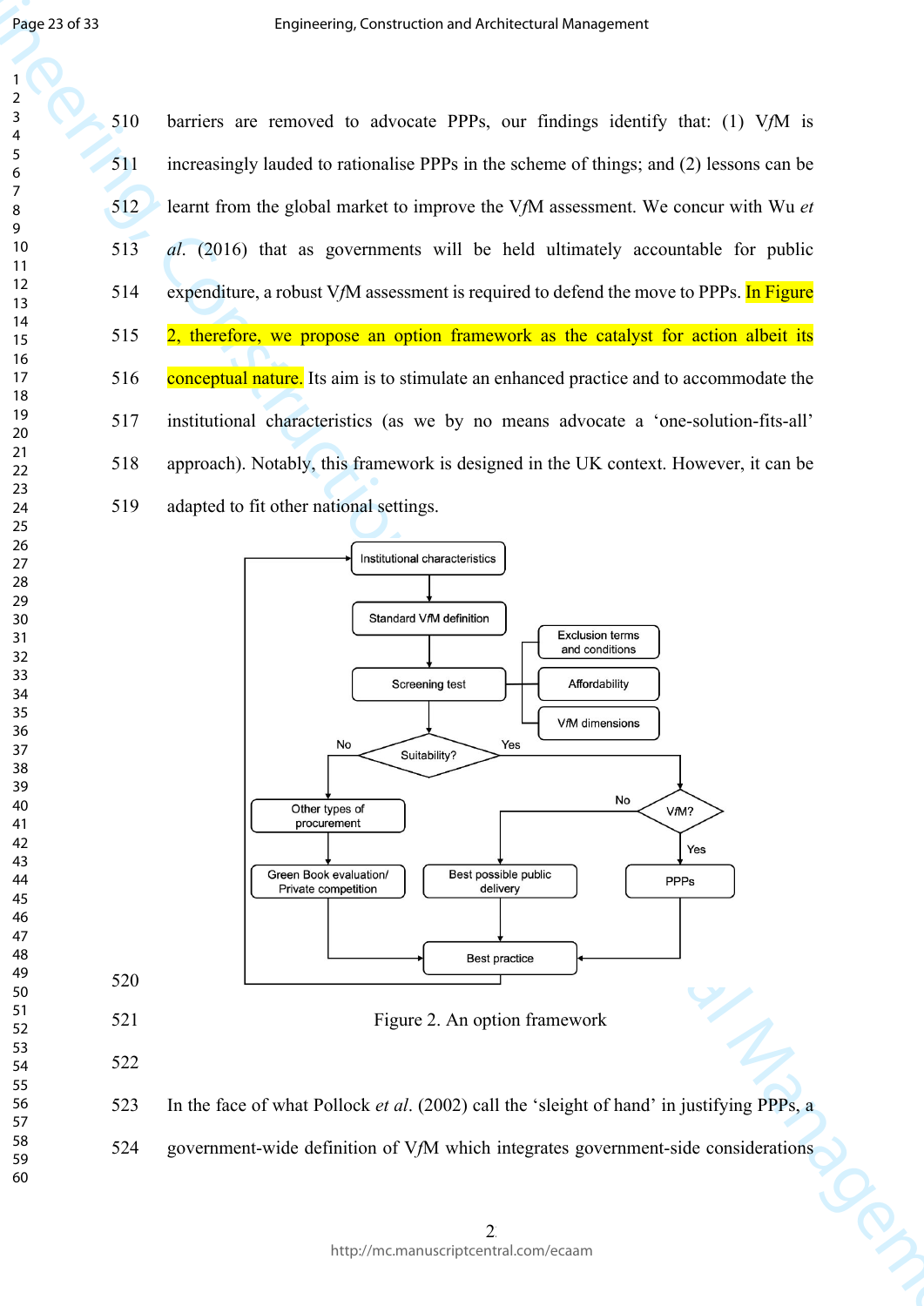barriers are removed to advocate PPPs, our findings identify that: (1) V*f*M is increasingly lauded to rationalise PPPs in the scheme of things; and (2) lessons can be learnt from the global market to improve the V*f*M assessment. We concur with Wu *et al*. (2016) that as governments will be held ultimately accountable for public expenditure, a robust V*f*M assessment is required to defend the move to PPPs. In Figure 2, therefore, we propose an option framework as the catalyst for action albeit its conceptual nature. Its aim is to stimulate an enhanced practice and to accommodate the institutional characteristics (as we by no means advocate a 'one-solution-fits-all' approach). Notably, this framework is designed in the UK context. However, it can be adapted to fit other national settings.

Institutional characteristics → Standard VfM definition → Screening test (Exclusion terms and conditions; Affordability; VfM dimensions) → Suitability?
- No → Other types of procurement → Green Book evaluation/ Private competition → Best practice
- Yes → VfM?
  - No → Best possible public delivery → Best practice
  - Yes → PPPs → Best practice

Best practice → Institutional characteristics

Figure 2. An option framework

In the face of what Pollock *et al*. (2002) call the 'sleight of hand' in justifying PPPs, a government-wide definition of V*f*M which integrates government-side considerations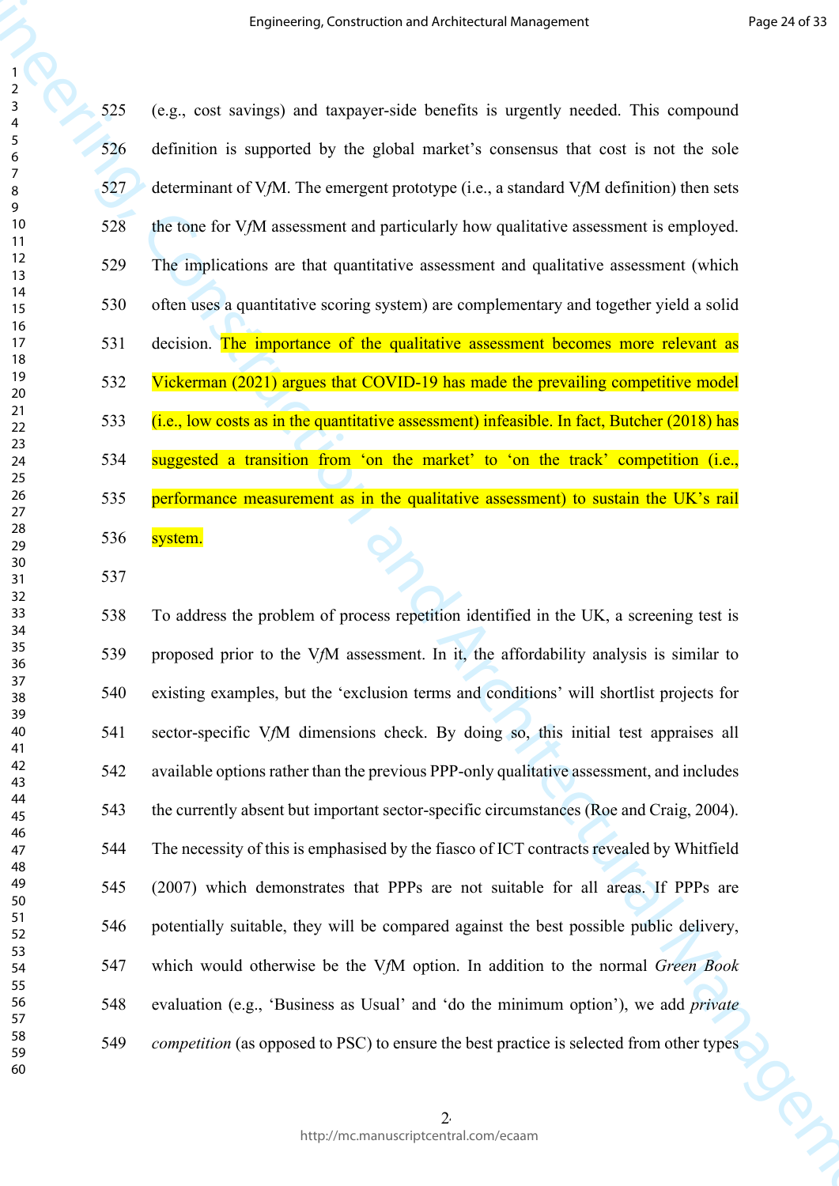(e.g., cost savings) and taxpayer-side benefits is urgently needed. This compound definition is supported by the global market's consensus that cost is not the sole determinant of V*f*M. The emergent prototype (i.e., a standard V*f*M definition) then sets the tone for V*f*M assessment and particularly how qualitative assessment is employed. The implications are that quantitative assessment and qualitative assessment (which often uses a quantitative scoring system) are complementary and together yield a solid decision. The importance of the qualitative assessment becomes more relevant as Vickerman (2021) argues that COVID-19 has made the prevailing competitive model (i.e., low costs as in the quantitative assessment) infeasible. In fact, Butcher (2018) has suggested a transition from 'on the market' to 'on the track' competition (i.e., performance measurement as in the qualitative assessment) to sustain the UK's rail system.

To address the problem of process repetition identified in the UK, a screening test is proposed prior to the V*f*M assessment. In it, the affordability analysis is similar to existing examples, but the 'exclusion terms and conditions' will shortlist projects for sector-specific V*f*M dimensions check. By doing so, this initial test appraises all available options rather than the previous PPP-only qualitative assessment, and includes the currently absent but important sector-specific circumstances (Roe and Craig, 2004). The necessity of this is emphasised by the fiasco of ICT contracts revealed by Whitfield (2007) which demonstrates that PPPs are not suitable for all areas. If PPPs are potentially suitable, they will be compared against the best possible public delivery, which would otherwise be the V*f*M option. In addition to the normal *Green Book* evaluation (e.g., 'Business as Usual' and 'do the minimum option'), we add *private competition* (as opposed to PSC) to ensure the best practice is selected from other types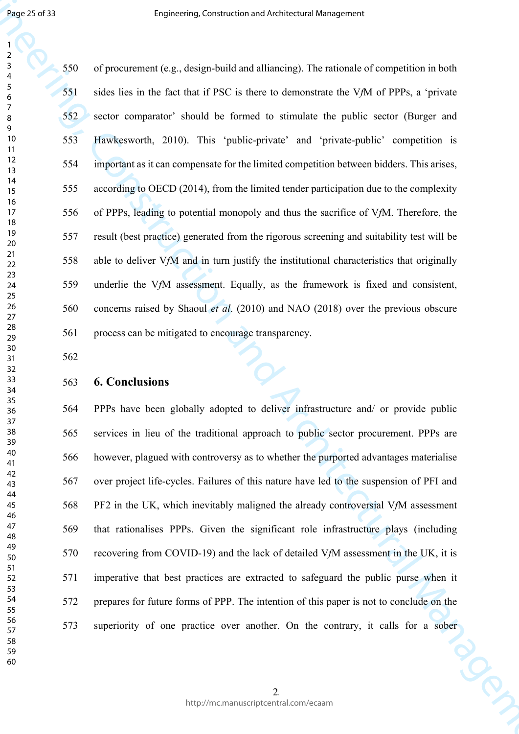of procurement (e.g., design-build and alliancing). The rationale of competition in both sides lies in the fact that if PSC is there to demonstrate the V*f*M of PPPs, a 'private sector comparator' should be formed to stimulate the public sector (Burger and Hawkesworth, 2010). This 'public-private' and 'private-public' competition is important as it can compensate for the limited competition between bidders. This arises, according to OECD (2014), from the limited tender participation due to the complexity of PPPs, leading to potential monopoly and thus the sacrifice of V*f*M. Therefore, the result (best practice) generated from the rigorous screening and suitability test will be able to deliver V*f*M and in turn justify the institutional characteristics that originally underlie the V*f*M assessment. Equally, as the framework is fixed and consistent, concerns raised by Shaoul *et al*. (2010) and NAO (2018) over the previous obscure process can be mitigated to encourage transparency.

## 6. Conclusions

PPPs have been globally adopted to deliver infrastructure and/ or provide public services in lieu of the traditional approach to public sector procurement. PPPs are however, plagued with controversy as to whether the purported advantages materialise over project life-cycles. Failures of this nature have led to the suspension of PFI and PF2 in the UK, which inevitably maligned the already controversial V*f*M assessment that rationalises PPPs. Given the significant role infrastructure plays (including recovering from COVID-19) and the lack of detailed V*f*M assessment in the UK, it is imperative that best practices are extracted to safeguard the public purse when it prepares for future forms of PPP. The intention of this paper is not to conclude on the superiority of one practice over another. On the contrary, it calls for a sober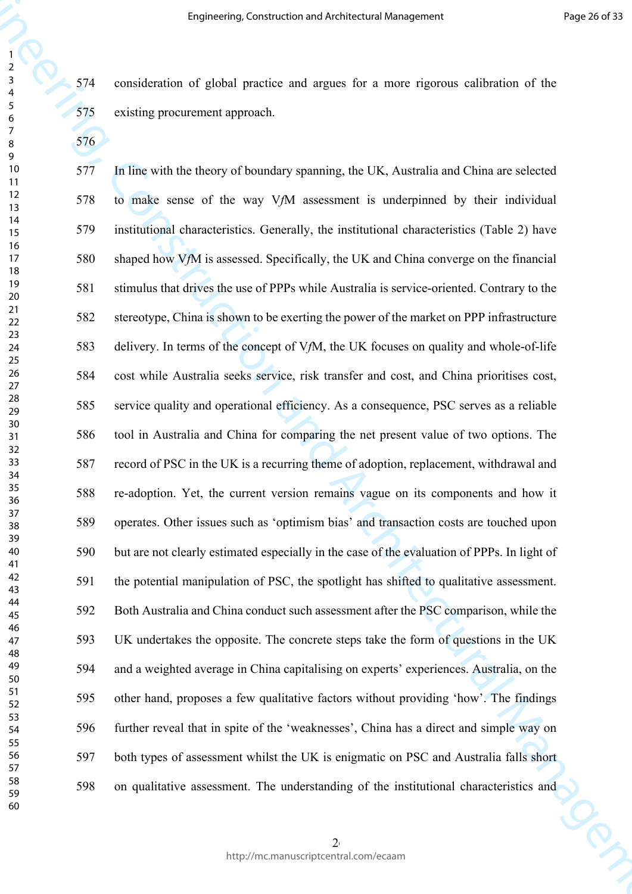consideration of global practice and argues for a more rigorous calibration of the existing procurement approach.

In line with the theory of boundary spanning, the UK, Australia and China are selected to make sense of the way V*f*M assessment is underpinned by their individual institutional characteristics. Generally, the institutional characteristics (Table 2) have shaped how V*f*M is assessed. Specifically, the UK and China converge on the financial stimulus that drives the use of PPPs while Australia is service-oriented. Contrary to the stereotype, China is shown to be exerting the power of the market on PPP infrastructure delivery. In terms of the concept of V*f*M, the UK focuses on quality and whole-of-life cost while Australia seeks service, risk transfer and cost, and China prioritises cost, service quality and operational efficiency. As a consequence, PSC serves as a reliable tool in Australia and China for comparing the net present value of two options. The record of PSC in the UK is a recurring theme of adoption, replacement, withdrawal and re-adoption. Yet, the current version remains vague on its components and how it operates. Other issues such as 'optimism bias' and transaction costs are touched upon but are not clearly estimated especially in the case of the evaluation of PPPs. In light of the potential manipulation of PSC, the spotlight has shifted to qualitative assessment. Both Australia and China conduct such assessment after the PSC comparison, while the UK undertakes the opposite. The concrete steps take the form of questions in the UK and a weighted average in China capitalising on experts' experiences. Australia, on the other hand, proposes a few qualitative factors without providing 'how'. The findings further reveal that in spite of the 'weaknesses', China has a direct and simple way on both types of assessment whilst the UK is enigmatic on PSC and Australia falls short on qualitative assessment. The understanding of the institutional characteristics and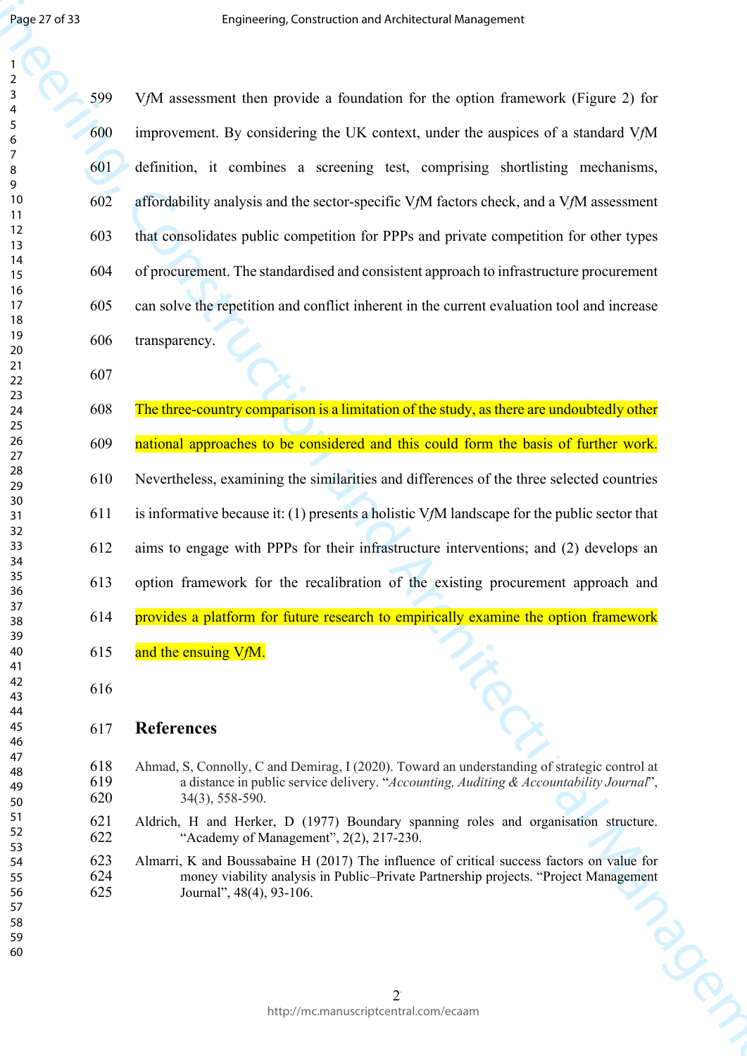V*f*M assessment then provide a foundation for the option framework (Figure 2) for improvement. By considering the UK context, under the auspices of a standard V*f*M definition, it combines a screening test, comprising shortlisting mechanisms, affordability analysis and the sector-specific V*f*M factors check, and a V*f*M assessment that consolidates public competition for PPPs and private competition for other types of procurement. The standardised and consistent approach to infrastructure procurement can solve the repetition and conflict inherent in the current evaluation tool and increase transparency.

The three-country comparison is a limitation of the study, as there are undoubtedly other national approaches to be considered and this could form the basis of further work. Nevertheless, examining the similarities and differences of the three selected countries is informative because it: (1) presents a holistic V*f*M landscape for the public sector that aims to engage with PPPs for their infrastructure interventions; and (2) develops an option framework for the recalibration of the existing procurement approach and provides a platform for future research to empirically examine the option framework and the ensuing V*f*M.

## References

Ahmad, S, Connolly, C and Demirag, I (2020). Toward an understanding of strategic control at a distance in public service delivery. "*Accounting, Auditing & Accountability Journal*", 34(3), 558-590.

Aldrich, H and Herker, D (1977) Boundary spanning roles and organisation structure. "Academy of Management", 2(2), 217-230.

Almarri, K and Boussabaine H (2017) The influence of critical success factors on value for money viability analysis in Public–Private Partnership projects. "Project Management Journal", 48(4), 93-106.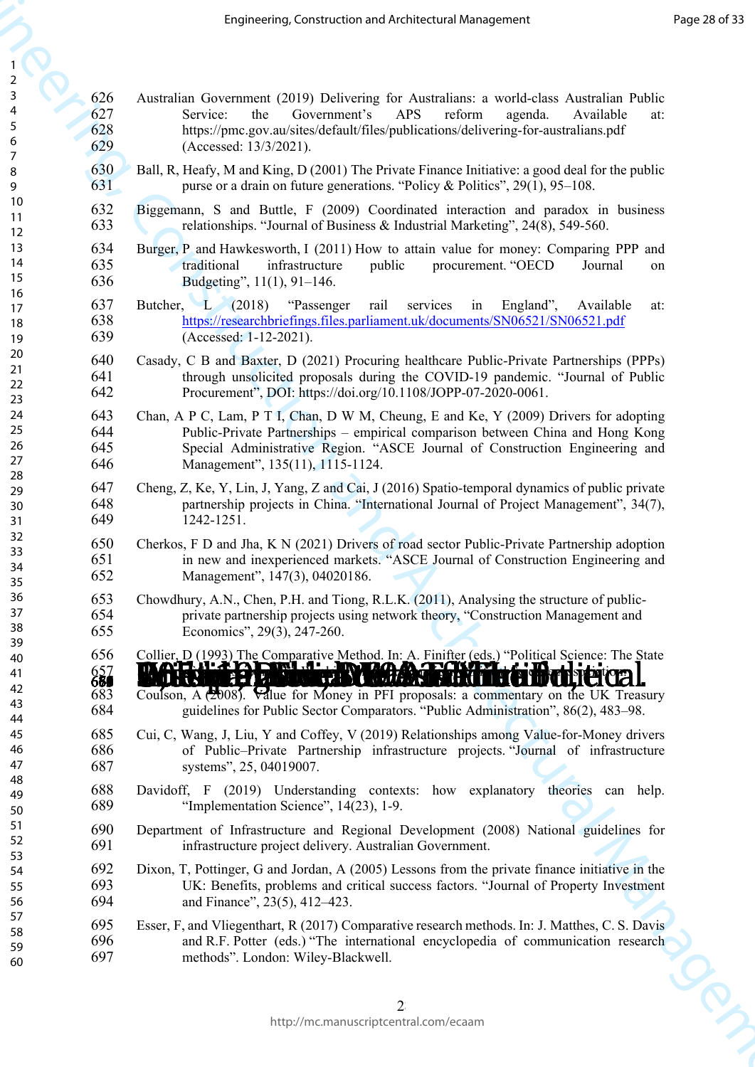Australian Government (2019) Delivering for Australians: a world-class Australian Public Service: the Government's APS reform agenda. Available at: https://pmc.gov.au/sites/default/files/publications/delivering-for-australians.pdf (Accessed: 13/3/2021).

Ball, R, Heafy, M and King, D (2001) The Private Finance Initiative: a good deal for the public purse or a drain on future generations. "Policy & Politics", 29(1), 95–108.

Biggemann, S and Buttle, F (2009) Coordinated interaction and paradox in business relationships. "Journal of Business & Industrial Marketing", 24(8), 549-560.

Burger, P and Hawkesworth, I (2011) How to attain value for money: Comparing PPP and traditional infrastructure public procurement. "OECD Journal on Budgeting", 11(1), 91–146.

Butcher, L (2018) "Passenger rail services in England", Available at: https://researchbriefings.files.parliament.uk/documents/SN06521/SN06521.pdf (Accessed: 1-12-2021).

Casady, C B and Baxter, D (2021) Procuring healthcare Public-Private Partnerships (PPPs) through unsolicited proposals during the COVID-19 pandemic. "Journal of Public Procurement", DOI: https://doi.org/10.1108/JOPP-07-2020-0061.

Chan, A P C, Lam, P T I, Chan, D W M, Cheung, E and Ke, Y (2009) Drivers for adopting Public-Private Partnerships – empirical comparison between China and Hong Kong Special Administrative Region. "ASCE Journal of Construction Engineering and Management", 135(11), 1115-1124.

Cheng, Z, Ke, Y, Lin, J, Yang, Z and Cai, J (2016) Spatio-temporal dynamics of public private partnership projects in China. "International Journal of Project Management", 34(7), 1242-1251.

Cherkos, F D and Jha, K N (2021) Drivers of road sector Public-Private Partnership adoption in new and inexperienced markets. "ASCE Journal of Construction Engineering and Management", 147(3), 04020186.

Chowdhury, A.N., Chen, P.H. and Tiong, R.L.K. (2011), Analysing the structure of public-private partnership projects using network theory, "Construction Management and Economics", 29(3), 247-260.

Collier, D (1993) The Comparative Method. In: A. Finifter (eds.) "Political Science: The State

Coulson, A (2008). Value for Money in PFI proposals: a commentary on the UK Treasury guidelines for Public Sector Comparators. "Public Administration", 86(2), 483–98.

Cui, C, Wang, J, Liu, Y and Coffey, V (2019) Relationships among Value-for-Money drivers of Public–Private Partnership infrastructure projects. "Journal of infrastructure systems", 25, 04019007.

Davidoff, F (2019) Understanding contexts: how explanatory theories can help. "Implementation Science", 14(23), 1-9.

Department of Infrastructure and Regional Development (2008) National guidelines for infrastructure project delivery. Australian Government.

Dixon, T, Pottinger, G and Jordan, A (2005) Lessons from the private finance initiative in the UK: Benefits, problems and critical success factors. "Journal of Property Investment and Finance", 23(5), 412–423.

Esser, F, and Vliegenthart, R (2017) Comparative research methods. In: J. Matthes, C. S. Davis and R.F. Potter (eds.) "The international encyclopedia of communication research methods". London: Wiley-Blackwell.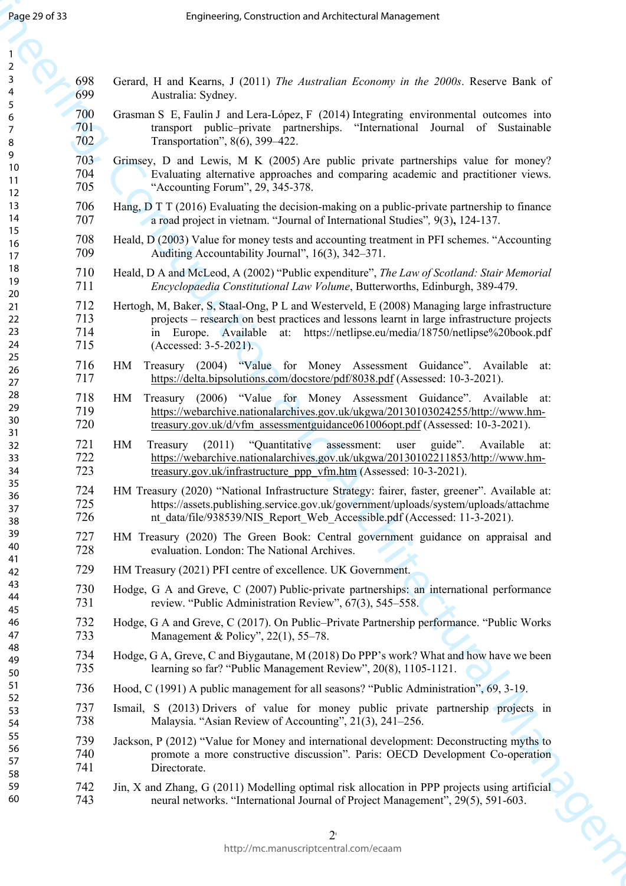Gerard, H and Kearns, J (2011) *The Australian Economy in the 2000s*. Reserve Bank of Australia: Sydney.

Grasman S E, Faulin J and Lera-López, F (2014) Integrating environmental outcomes into transport public–private partnerships. "International Journal of Sustainable Transportation", 8(6), 399–422.

Grimsey, D and Lewis, M K (2005) Are public private partnerships value for money? Evaluating alternative approaches and comparing academic and practitioner views. "Accounting Forum", 29, 345-378.

Hang, D T T (2016) Evaluating the decision-making on a public-private partnership to finance a road project in vietnam. "Journal of International Studies", 9(3), 124-137.

Heald, D (2003) Value for money tests and accounting treatment in PFI schemes. "Accounting Auditing Accountability Journal", 16(3), 342–371.

Heald, D A and McLeod, A (2002) "Public expenditure", *The Law of Scotland: Stair Memorial Encyclopaedia Constitutional Law Volume*, Butterworths, Edinburgh, 389-479.

Hertogh, M, Baker, S, Staal-Ong, P L and Westerveld, E (2008) Managing large infrastructure projects – research on best practices and lessons learnt in large infrastructure projects in Europe. Available at: https://netlipse.eu/media/18750/netlipse%20book.pdf (Accessed: 3-5-2021).

HM Treasury (2004) "Value for Money Assessment Guidance". Available at: https://delta.bipsolutions.com/docstore/pdf/8038.pdf (Assessed: 10-3-2021).

HM Treasury (2006) "Value for Money Assessment Guidance". Available at: https://webarchive.nationalarchives.gov.uk/ukgwa/20130103024255/http://www.hm-treasury.gov.uk/d/vfm_assessmentguidance061006opt.pdf (Assessed: 10-3-2021).

HM Treasury (2011) "Quantitative assessment: user guide". Available at: https://webarchive.nationalarchives.gov.uk/ukgwa/20130102211853/http://www.hm-treasury.gov.uk/infrastructure_ppp_vfm.htm (Assessed: 10-3-2021).

HM Treasury (2020) "National Infrastructure Strategy: fairer, faster, greener". Available at: https://assets.publishing.service.gov.uk/government/uploads/system/uploads/attachment_data/file/938539/NIS_Report_Web_Accessible.pdf (Accessed: 11-3-2021).

HM Treasury (2020) The Green Book: Central government guidance on appraisal and evaluation. London: The National Archives.

HM Treasury (2021) PFI centre of excellence. UK Government.

Hodge, G A and Greve, C (2007) Public-private partnerships: an international performance review. "Public Administration Review", 67(3), 545–558.

Hodge, G A and Greve, C (2017). On Public–Private Partnership performance. "Public Works Management & Policy", 22(1), 55–78.

Hodge, G A, Greve, C and Biygautane, M (2018) Do PPP's work? What and how have we been learning so far? "Public Management Review", 20(8), 1105-1121.

Hood, C (1991) A public management for all seasons? "Public Administration", 69, 3-19.

Ismail, S (2013) Drivers of value for money public private partnership projects in Malaysia. "Asian Review of Accounting", 21(3), 241–256.

Jackson, P (2012) "Value for Money and international development: Deconstructing myths to promote a more constructive discussion". Paris: OECD Development Co-operation Directorate.

Jin, X and Zhang, G (2011) Modelling optimal risk allocation in PPP projects using artificial neural networks. "International Journal of Project Management", 29(5), 591-603.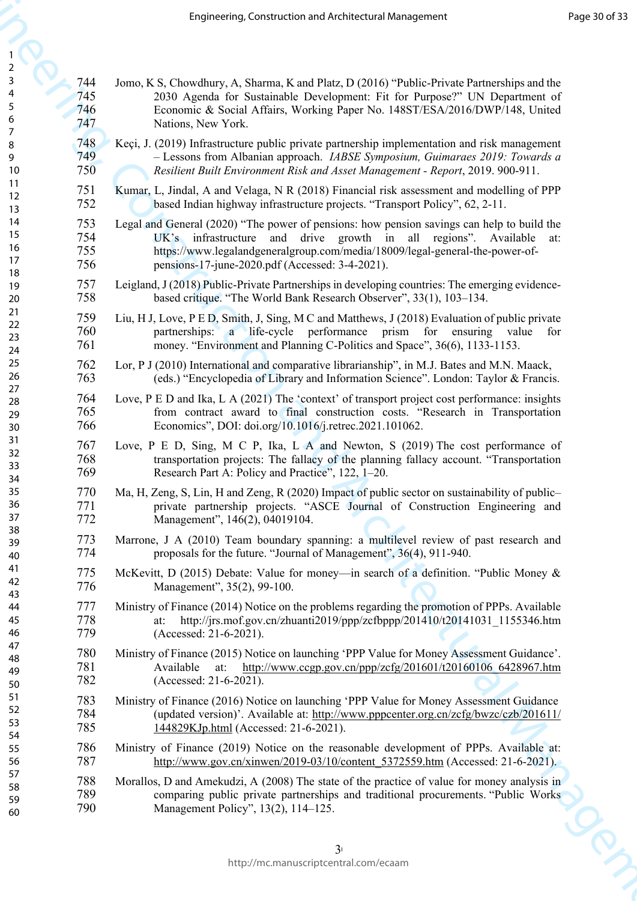Jomo, K S, Chowdhury, A, Sharma, K and Platz, D (2016) "Public-Private Partnerships and the 2030 Agenda for Sustainable Development: Fit for Purpose?" UN Department of Economic & Social Affairs, Working Paper No. 148ST/ESA/2016/DWP/148, United Nations, New York.

Keçi, J. (2019) Infrastructure public private partnership implementation and risk management – Lessons from Albanian approach. *IABSE Symposium, Guimaraes 2019: Towards a Resilient Built Environment Risk and Asset Management - Report*, 2019. 900-911.

Kumar, L, Jindal, A and Velaga, N R (2018) Financial risk assessment and modelling of PPP based Indian highway infrastructure projects. "Transport Policy", 62, 2-11.

Legal and General (2020) "The power of pensions: how pension savings can help to build the UK's infrastructure and drive growth in all regions". Available at: https://www.legalandgeneralgroup.com/media/18009/legal-general-the-power-of-pensions-17-june-2020.pdf (Accessed: 3-4-2021).

Leigland, J (2018) Public-Private Partnerships in developing countries: The emerging evidence-based critique. "The World Bank Research Observer", 33(1), 103–134.

Liu, H J, Love, P E D, Smith, J, Sing, M C and Matthews, J (2018) Evaluation of public private partnerships: a life-cycle performance prism for ensuring value for money. "Environment and Planning C-Politics and Space", 36(6), 1133-1153.

Lor, P J (2010) International and comparative librarianship", in M.J. Bates and M.N. Maack, (eds.) "Encyclopedia of Library and Information Science". London: Taylor & Francis.

Love, P E D and Ika, L A (2021) The 'context' of transport project cost performance: insights from contract award to final construction costs. "Research in Transportation Economics", DOI: doi.org/10.1016/j.retrec.2021.101062.

Love, P E D, Sing, M C P, Ika, L A and Newton, S (2019) The cost performance of transportation projects: The fallacy of the planning fallacy account. "Transportation Research Part A: Policy and Practice", 122, 1–20.

Ma, H, Zeng, S, Lin, H and Zeng, R (2020) Impact of public sector on sustainability of public–private partnership projects. "ASCE Journal of Construction Engineering and Management", 146(2), 04019104.

Marrone, J A (2010) Team boundary spanning: a multilevel review of past research and proposals for the future. "Journal of Management", 36(4), 911-940.

McKevitt, D (2015) Debate: Value for money—in search of a definition. "Public Money & Management", 35(2), 99-100.

Ministry of Finance (2014) Notice on the problems regarding the promotion of PPPs. Available at: http://jrs.mof.gov.cn/zhuanti2019/ppp/zcfbppp/201410/t20141031_1155346.htm (Accessed: 21-6-2021).

Ministry of Finance (2015) Notice on launching 'PPP Value for Money Assessment Guidance'. Available at: http://www.ccgp.gov.cn/ppp/zcfg/201601/t20160106_6428967.htm (Accessed: 21-6-2021).

Ministry of Finance (2016) Notice on launching 'PPP Value for Money Assessment Guidance (updated version)'. Available at: http://www.pppcenter.org.cn/zcfg/bwzc/czb/201611/144829KJp.html (Accessed: 21-6-2021).

Ministry of Finance (2019) Notice on the reasonable development of PPPs. Available at: http://www.gov.cn/xinwen/2019-03/10/content_5372559.htm (Accessed: 21-6-2021).

Morallos, D and Amekudzi, A (2008) The state of the practice of value for money analysis in comparing public private partnerships and traditional procurements. "Public Works Management Policy", 13(2), 114–125.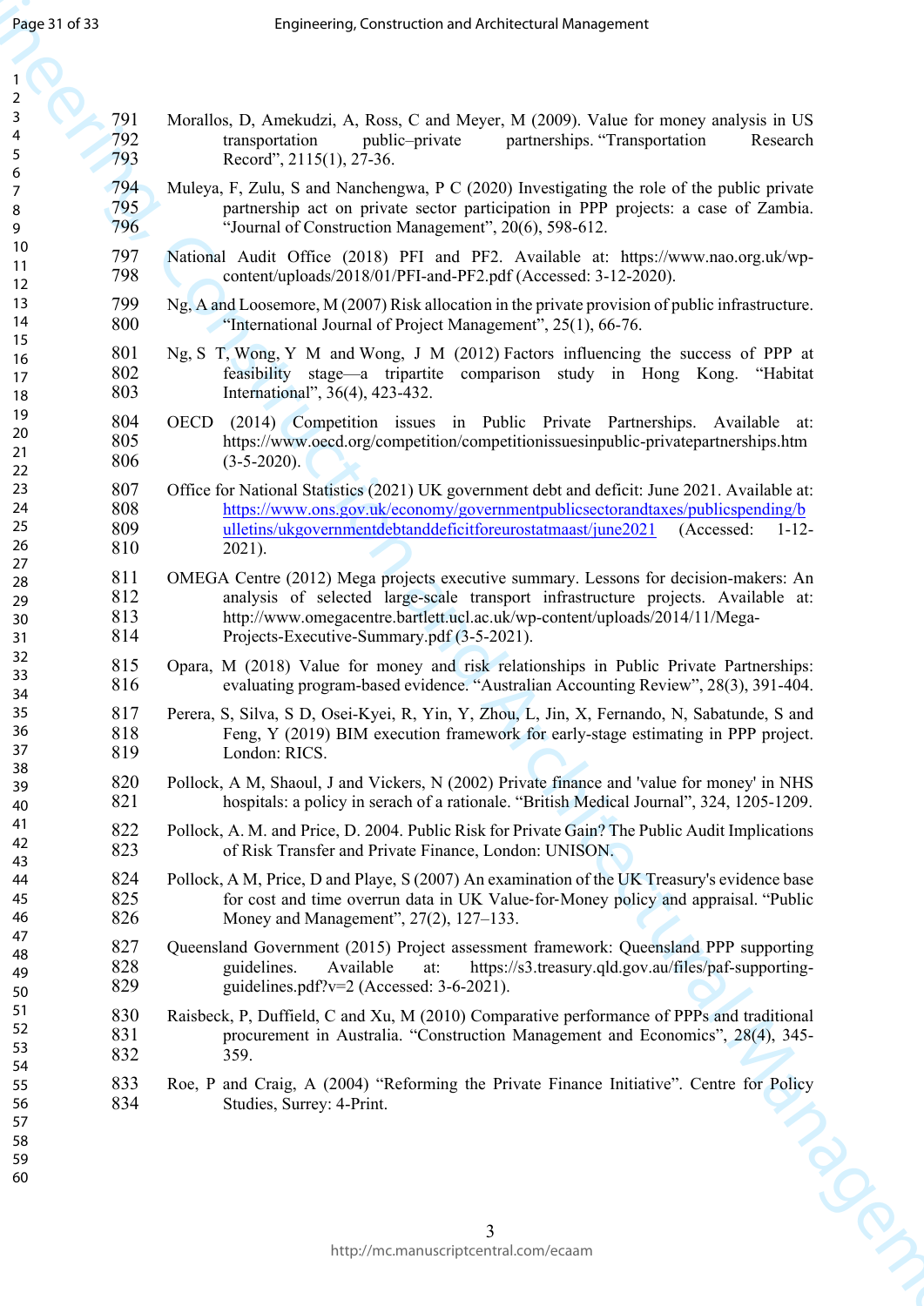Morallos, D, Amekudzi, A, Ross, C and Meyer, M (2009). Value for money analysis in US transportation public–private partnerships. "Transportation Research Record", 2115(1), 27-36.

Muleya, F, Zulu, S and Nanchengwa, P C (2020) Investigating the role of the public private partnership act on private sector participation in PPP projects: a case of Zambia. "Journal of Construction Management", 20(6), 598-612.

National Audit Office (2018) PFI and PF2. Available at: https://www.nao.org.uk/wp-content/uploads/2018/01/PFI-and-PF2.pdf (Accessed: 3-12-2020).

Ng, A and Loosemore, M (2007) Risk allocation in the private provision of public infrastructure. "International Journal of Project Management", 25(1), 66-76.

Ng, S T, Wong, Y M and Wong, J M (2012) Factors influencing the success of PPP at feasibility stage—a tripartite comparison study in Hong Kong. "Habitat International", 36(4), 423-432.

OECD (2014) Competition issues in Public Private Partnerships. Available at: https://www.oecd.org/competition/competitionissuesinpublic-privatepartnerships.htm (3-5-2020).

Office for National Statistics (2021) UK government debt and deficit: June 2021. Available at: https://www.ons.gov.uk/economy/governmentpublicsectorandtaxes/publicspending/bulletins/ukgovernmentdebtanddeficitforeurostatmaast/june2021 (Accessed: 1-12-2021).

OMEGA Centre (2012) Mega projects executive summary. Lessons for decision-makers: An analysis of selected large-scale transport infrastructure projects. Available at: http://www.omegacentre.bartlett.ucl.ac.uk/wp-content/uploads/2014/11/Mega-Projects-Executive-Summary.pdf (3-5-2021).

Opara, M (2018) Value for money and risk relationships in Public Private Partnerships: evaluating program-based evidence. "Australian Accounting Review", 28(3), 391-404.

Perera, S, Silva, S D, Osei-Kyei, R, Yin, Y, Zhou, L, Jin, X, Fernando, N, Sabatunde, S and Feng, Y (2019) BIM execution framework for early-stage estimating in PPP project. London: RICS.

Pollock, A M, Shaoul, J and Vickers, N (2002) Private finance and 'value for money' in NHS hospitals: a policy in serach of a rationale. "British Medical Journal", 324, 1205-1209.

Pollock, A. M. and Price, D. 2004. Public Risk for Private Gain? The Public Audit Implications of Risk Transfer and Private Finance, London: UNISON.

Pollock, A M, Price, D and Playe, S (2007) An examination of the UK Treasury's evidence base for cost and time overrun data in UK Value-for-Money policy and appraisal. "Public Money and Management", 27(2), 127–133.

Queensland Government (2015) Project assessment framework: Queensland PPP supporting guidelines. Available at: https://s3.treasury.qld.gov.au/files/paf-supporting-guidelines.pdf?v=2 (Accessed: 3-6-2021).

Raisbeck, P, Duffield, C and Xu, M (2010) Comparative performance of PPPs and traditional procurement in Australia. "Construction Management and Economics", 28(4), 345-359.

Roe, P and Craig, A (2004) "Reforming the Private Finance Initiative". Centre for Policy Studies, Surrey: 4-Print.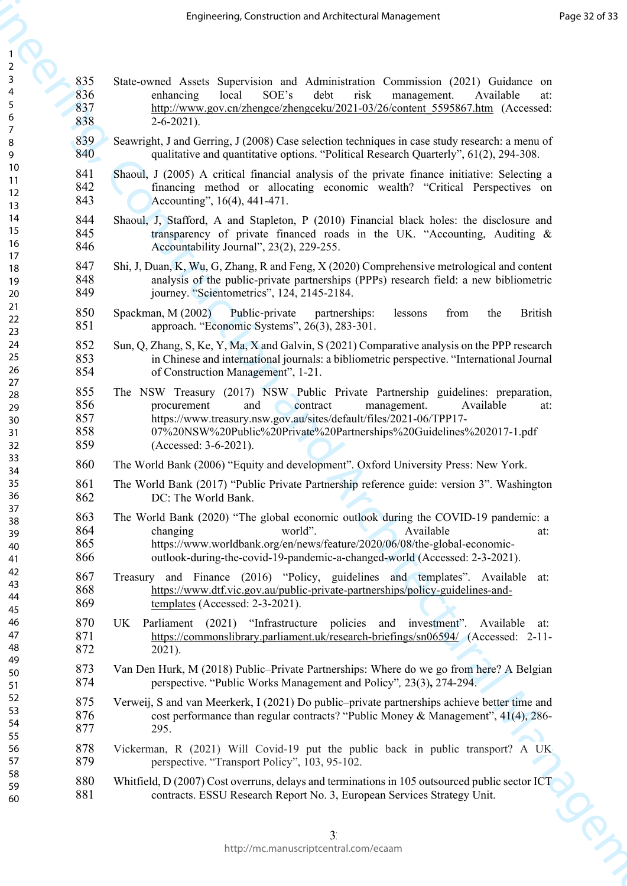State-owned Assets Supervision and Administration Commission (2021) Guidance on enhancing local SOE's debt risk management. Available at: http://www.gov.cn/zhengce/zhengceku/2021-03/26/content_5595867.htm (Accessed: 2-6-2021).

Seawright, J and Gerring, J (2008) Case selection techniques in case study research: a menu of qualitative and quantitative options. "Political Research Quarterly", 61(2), 294-308.

Shaoul, J (2005) A critical financial analysis of the private finance initiative: Selecting a financing method or allocating economic wealth? "Critical Perspectives on Accounting", 16(4), 441-471.

Shaoul, J, Stafford, A and Stapleton, P (2010) Financial black holes: the disclosure and transparency of private financed roads in the UK. "Accounting, Auditing & Accountability Journal", 23(2), 229-255.

Shi, J, Duan, K, Wu, G, Zhang, R and Feng, X (2020) Comprehensive metrological and content analysis of the public-private partnerships (PPPs) research field: a new bibliometric journey. "Scientometrics", 124, 2145-2184.

Spackman, M (2002) Public-private partnerships: lessons from the British approach. "Economic Systems", 26(3), 283-301.

Sun, Q, Zhang, S, Ke, Y, Ma, X and Galvin, S (2021) Comparative analysis on the PPP research in Chinese and international journals: a bibliometric perspective. "International Journal of Construction Management", 1-21.

The NSW Treasury (2017) NSW Public Private Partnership guidelines: preparation, procurement and contract management. Available at: https://www.treasury.nsw.gov.au/sites/default/files/2021-06/TPP17-07%20NSW%20Public%20Private%20Partnerships%20Guidelines%202017-1.pdf (Accessed: 3-6-2021).

The World Bank (2006) "Equity and development". Oxford University Press: New York.

The World Bank (2017) "Public Private Partnership reference guide: version 3". Washington DC: The World Bank.

The World Bank (2020) "The global economic outlook during the COVID-19 pandemic: a changing world". Available at: https://www.worldbank.org/en/news/feature/2020/06/08/the-global-economic-outlook-during-the-covid-19-pandemic-a-changed-world (Accessed: 2-3-2021).

Treasury and Finance (2016) "Policy, guidelines and templates". Available at: https://www.dtf.vic.gov.au/public-private-partnerships/policy-guidelines-and-templates (Accessed: 2-3-2021).

UK Parliament (2021) "Infrastructure policies and investment". Available at: https://commonslibrary.parliament.uk/research-briefings/sn06594/ (Accessed: 2-11-2021).

Van Den Hurk, M (2018) Public–Private Partnerships: Where do we go from here? A Belgian perspective. "Public Works Management and Policy", 23(3), 274-294.

Verweij, S and van Meerkerk, I (2021) Do public–private partnerships achieve better time and cost performance than regular contracts? "Public Money & Management", 41(4), 286-295.

Vickerman, R (2021) Will Covid-19 put the public back in public transport? A UK perspective. "Transport Policy", 103, 95-102.

Whitfield, D (2007) Cost overruns, delays and terminations in 105 outsourced public sector ICT contracts. ESSU Research Report No. 3, European Services Strategy Unit.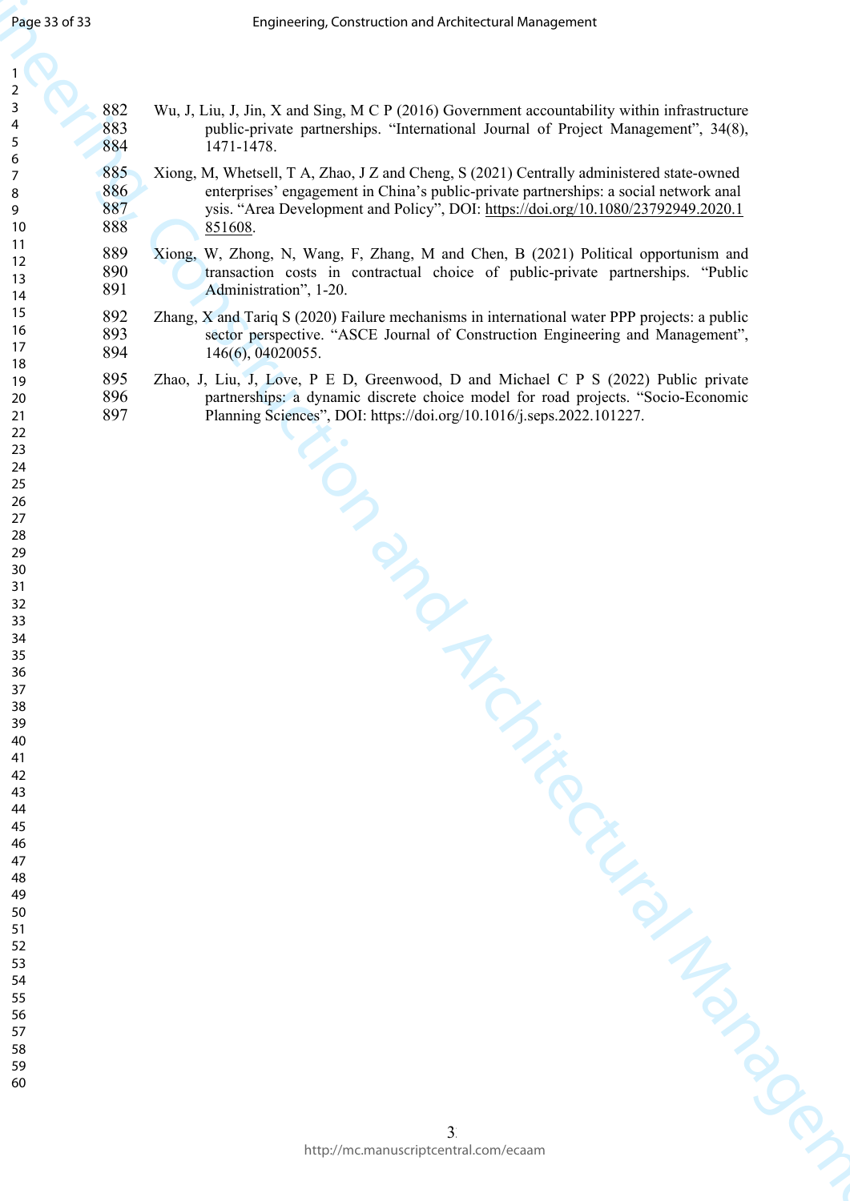Wu, J, Liu, J, Jin, X and Sing, M C P (2016) Government accountability within infrastructure public-private partnerships. "International Journal of Project Management", 34(8), 1471-1478.

Xiong, M, Whetsell, T A, Zhao, J Z and Cheng, S (2021) Centrally administered state-owned enterprises' engagement in China's public-private partnerships: a social network analysis. "Area Development and Policy", DOI: https://doi.org/10.1080/23792949.2020.1851608.

Xiong, W, Zhong, N, Wang, F, Zhang, M and Chen, B (2021) Political opportunism and transaction costs in contractual choice of public-private partnerships. "Public Administration", 1-20.

Zhang, X and Tariq S (2020) Failure mechanisms in international water PPP projects: a public sector perspective. "ASCE Journal of Construction Engineering and Management", 146(6), 04020055.

Zhao, J, Liu, J, Love, P E D, Greenwood, D and Michael C P S (2022) Public private partnerships: a dynamic discrete choice model for road projects. "Socio-Economic Planning Sciences", DOI: https://doi.org/10.1016/j.seps.2022.101227.